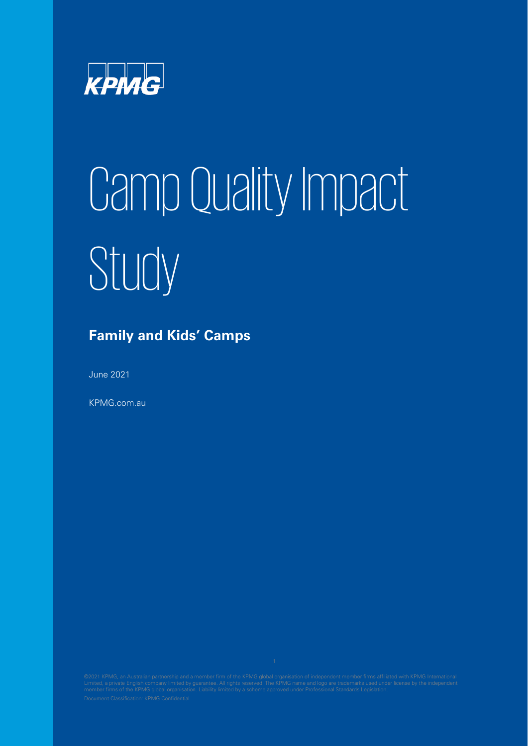KPMG

# Camp Quality Impact Study

## Family and Kids' Camps

June 2021

KPMG.com.au

©2021 KPMG, an Australian partnership and a member firm of the KPMG global organisation of independent member firms affiliated with KPMG International Limited, a private English company limited by guarantee. All rights reserved. The KPMG name and logo are trademarks used under license by the independent member firms of the KPMG global organisation. Liability limited by a scheme approved under Professional Standards Legislation.

Document Classification: KPMG Confidential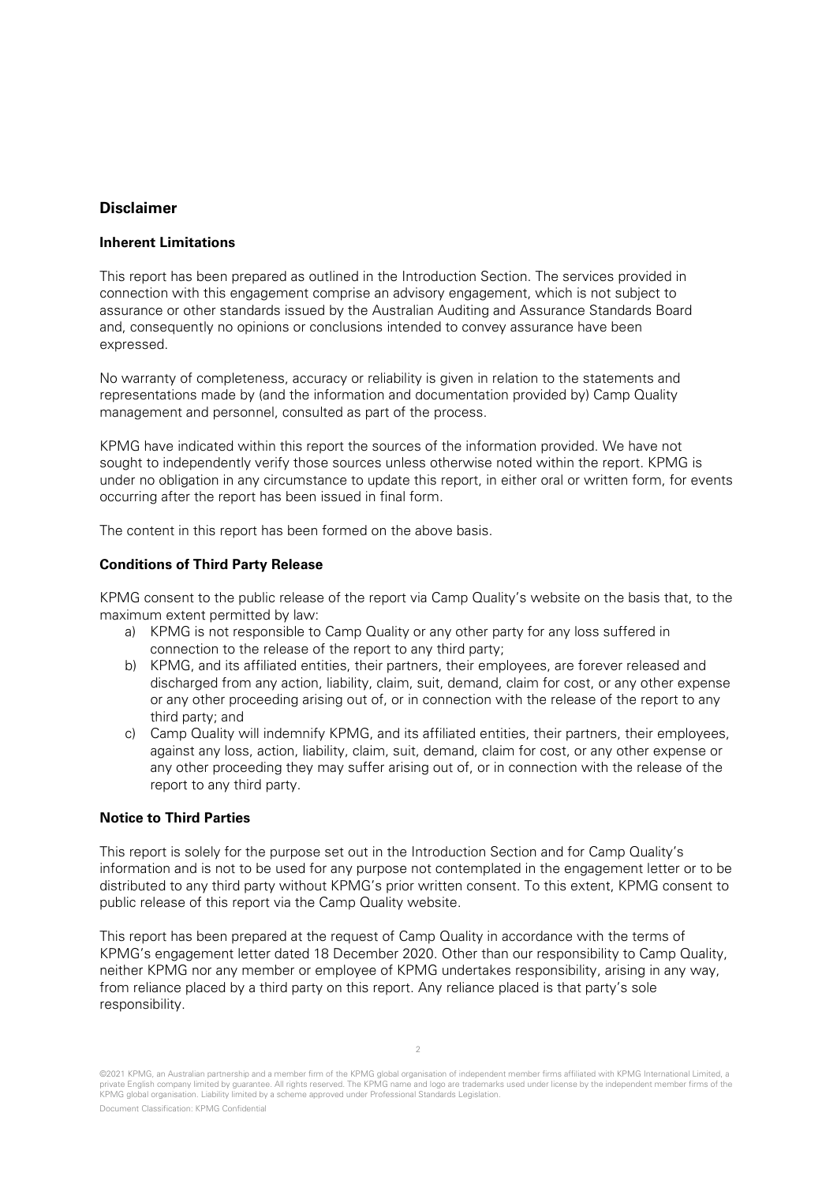## Disclaimer

### Inherent Limitations

This report has been prepared as outlined in the Introduction Section. The services provided in connection with this engagement comprise an advisory engagement, which is not subject to assurance or other standards issued by the Australian Auditing and Assurance Standards Board and, consequently no opinions or conclusions intended to convey assurance have been expressed.

No warranty of completeness, accuracy or reliability is given in relation to the statements and representations made by (and the information and documentation provided by) Camp Quality management and personnel, consulted as part of the process.

KPMG have indicated within this report the sources of the information provided. We have not sought to independently verify those sources unless otherwise noted within the report. KPMG is under no obligation in any circumstance to update this report, in either oral or written form, for events occurring after the report has been issued in final form.

The content in this report has been formed on the above basis.

### Conditions of Third Party Release

KPMG consent to the public release of the report via Camp Quality's website on the basis that, to the maximum extent permitted by law:

a) KPMG is not responsible to Camp Quality or any other party for any loss suffered in connection to the release of the report to any third party;
b) KPMG, and its affiliated entities, their partners, their employees, are forever released and discharged from any action, liability, claim, suit, demand, claim for cost, or any other expense or any other proceeding arising out of, or in connection with the release of the report to any third party; and
c) Camp Quality will indemnify KPMG, and its affiliated entities, their partners, their employees, against any loss, action, liability, claim, suit, demand, claim for cost, or any other expense or any other proceeding they may suffer arising out of, or in connection with the release of the report to any third party.

### Notice to Third Parties

This report is solely for the purpose set out in the Introduction Section and for Camp Quality's information and is not to be used for any purpose not contemplated in the engagement letter or to be distributed to any third party without KPMG's prior written consent. To this extent, KPMG consent to public release of this report via the Camp Quality website.

This report has been prepared at the request of Camp Quality in accordance with the terms of KPMG's engagement letter dated 18 December 2020. Other than our responsibility to Camp Quality, neither KPMG nor any member or employee of KPMG undertakes responsibility, arising in any way, from reliance placed by a third party on this report. Any reliance placed is that party's sole responsibility.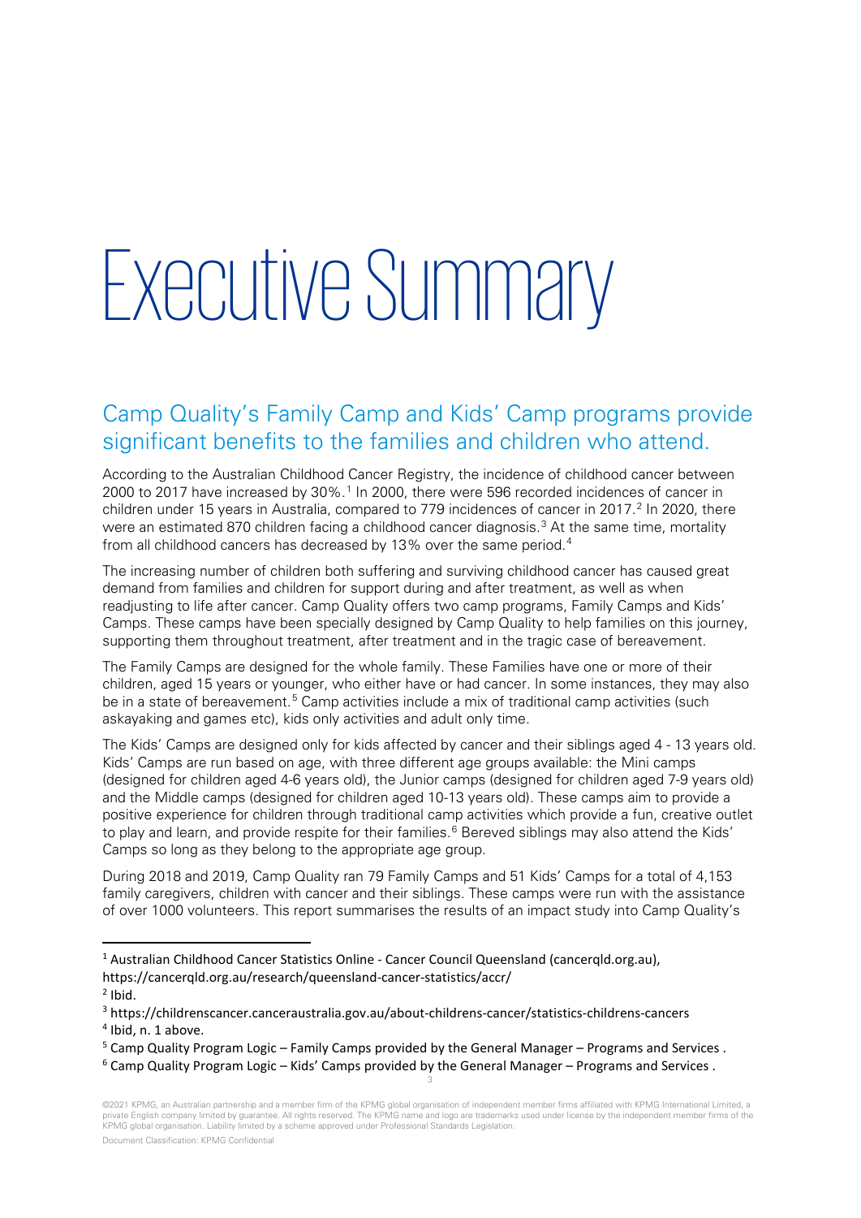# Executive Summary

## Camp Quality's Family Camp and Kids' Camp programs provide significant benefits to the families and children who attend.

According to the Australian Childhood Cancer Registry, the incidence of childhood cancer between 2000 to 2017 have increased by 30%.[1] In 2000, there were 596 recorded incidences of cancer in children under 15 years in Australia, compared to 779 incidences of cancer in 2017.[2] In 2020, there were an estimated 870 children facing a childhood cancer diagnosis.[3] At the same time, mortality from all childhood cancers has decreased by 13% over the same period.[4]

The increasing number of children both suffering and surviving childhood cancer has caused great demand from families and children for support during and after treatment, as well as when readjusting to life after cancer. Camp Quality offers two camp programs, Family Camps and Kids' Camps. These camps have been specially designed by Camp Quality to help families on this journey, supporting them throughout treatment, after treatment and in the tragic case of bereavement.

The Family Camps are designed for the whole family. These Families have one or more of their children, aged 15 years or younger, who either have or had cancer. In some instances, they may also be in a state of bereavement.[5] Camp activities include a mix of traditional camp activities (such askayaking and games etc), kids only activities and adult only time.

The Kids' Camps are designed only for kids affected by cancer and their siblings aged 4 - 13 years old. Kids' Camps are run based on age, with three different age groups available: the Mini camps (designed for children aged 4-6 years old), the Junior camps (designed for children aged 7-9 years old) and the Middle camps (designed for children aged 10-13 years old). These camps aim to provide a positive experience for children through traditional camp activities which provide a fun, creative outlet to play and learn, and provide respite for their families.[6] Bereved siblings may also attend the Kids' Camps so long as they belong to the appropriate age group.

During 2018 and 2019, Camp Quality ran 79 Family Camps and 51 Kids' Camps for a total of 4,153 family caregivers, children with cancer and their siblings. These camps were run with the assistance of over 1000 volunteers. This report summarises the results of an impact study into Camp Quality's

---

[1] Australian Childhood Cancer Statistics Online - Cancer Council Queensland (cancerqld.org.au), https://cancerqld.org.au/research/queensland-cancer-statistics/accr/

[2] Ibid.

[3] https://childrenscancer.canceraustralia.gov.au/about-childrens-cancer/statistics-childrens-cancers

[4] Ibid, n. 1 above.

[5] Camp Quality Program Logic – Family Camps provided by the General Manager – Programs and Services .

[6] Camp Quality Program Logic – Kids' Camps provided by the General Manager – Programs and Services .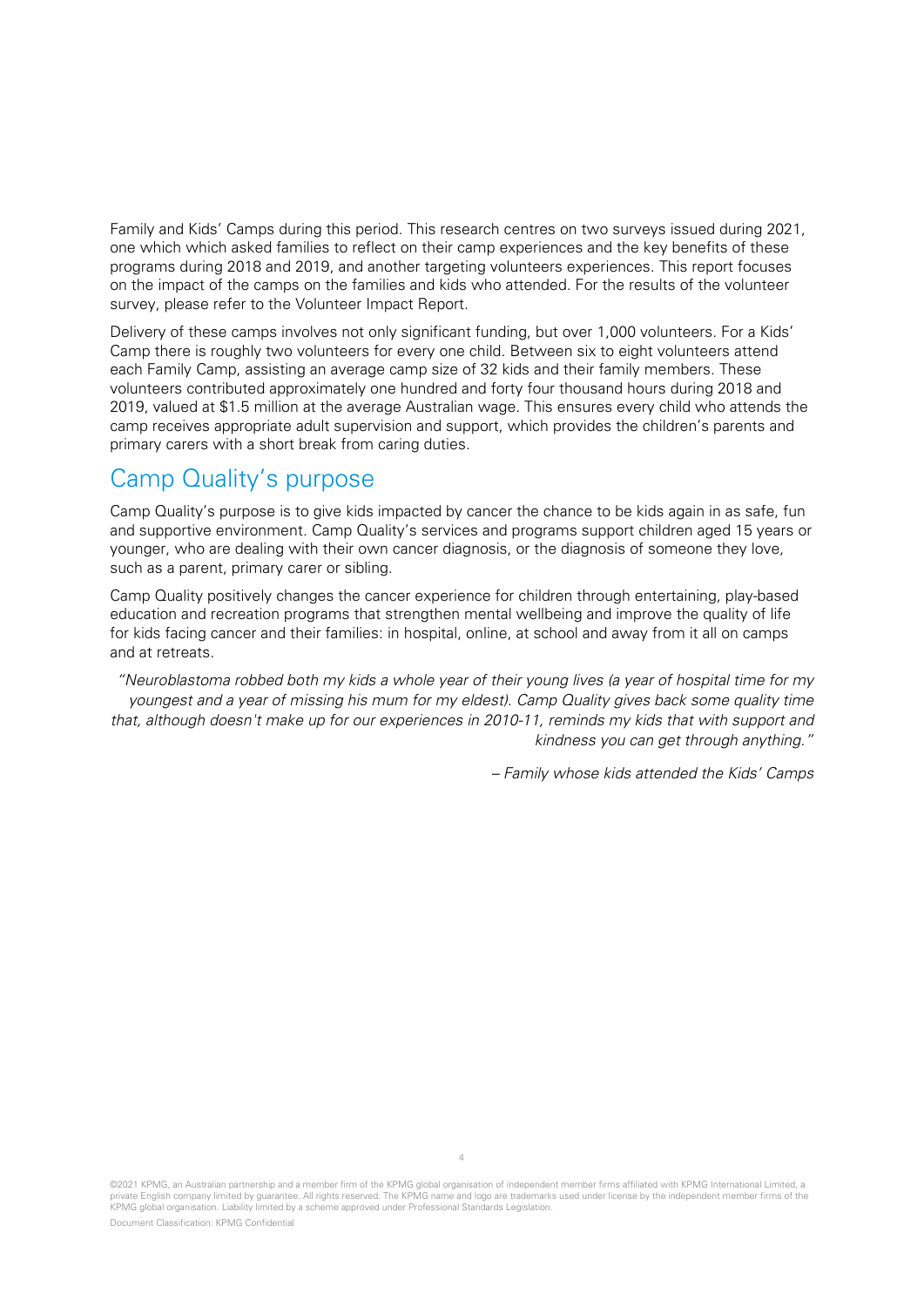Family and Kids' Camps during this period. This research centres on two surveys issued during 2021, one which which asked families to reflect on their camp experiences and the key benefits of these programs during 2018 and 2019, and another targeting volunteers experiences. This report focuses on the impact of the camps on the families and kids who attended. For the results of the volunteer survey, please refer to the Volunteer Impact Report.

Delivery of these camps involves not only significant funding, but over 1,000 volunteers. For a Kids' Camp there is roughly two volunteers for every one child. Between six to eight volunteers attend each Family Camp, assisting an average camp size of 32 kids and their family members. These volunteers contributed approximately one hundred and forty four thousand hours during 2018 and 2019, valued at $1.5 million at the average Australian wage. This ensures every child who attends the camp receives appropriate adult supervision and support, which provides the children's parents and primary carers with a short break from caring duties.

## Camp Quality's purpose

Camp Quality's purpose is to give kids impacted by cancer the chance to be kids again in as safe, fun and supportive environment. Camp Quality's services and programs support children aged 15 years or younger, who are dealing with their own cancer diagnosis, or the diagnosis of someone they love, such as a parent, primary carer or sibling.

Camp Quality positively changes the cancer experience for children through entertaining, play-based education and recreation programs that strengthen mental wellbeing and improve the quality of life for kids facing cancer and their families: in hospital, online, at school and away from it all on camps and at retreats.

*"Neuroblastoma robbed both my kids a whole year of their young lives (a year of hospital time for my youngest and a year of missing his mum for my eldest). Camp Quality gives back some quality time that, although doesn't make up for our experiences in 2010-11, reminds my kids that with support and kindness you can get through anything."*

*– Family whose kids attended the Kids' Camps*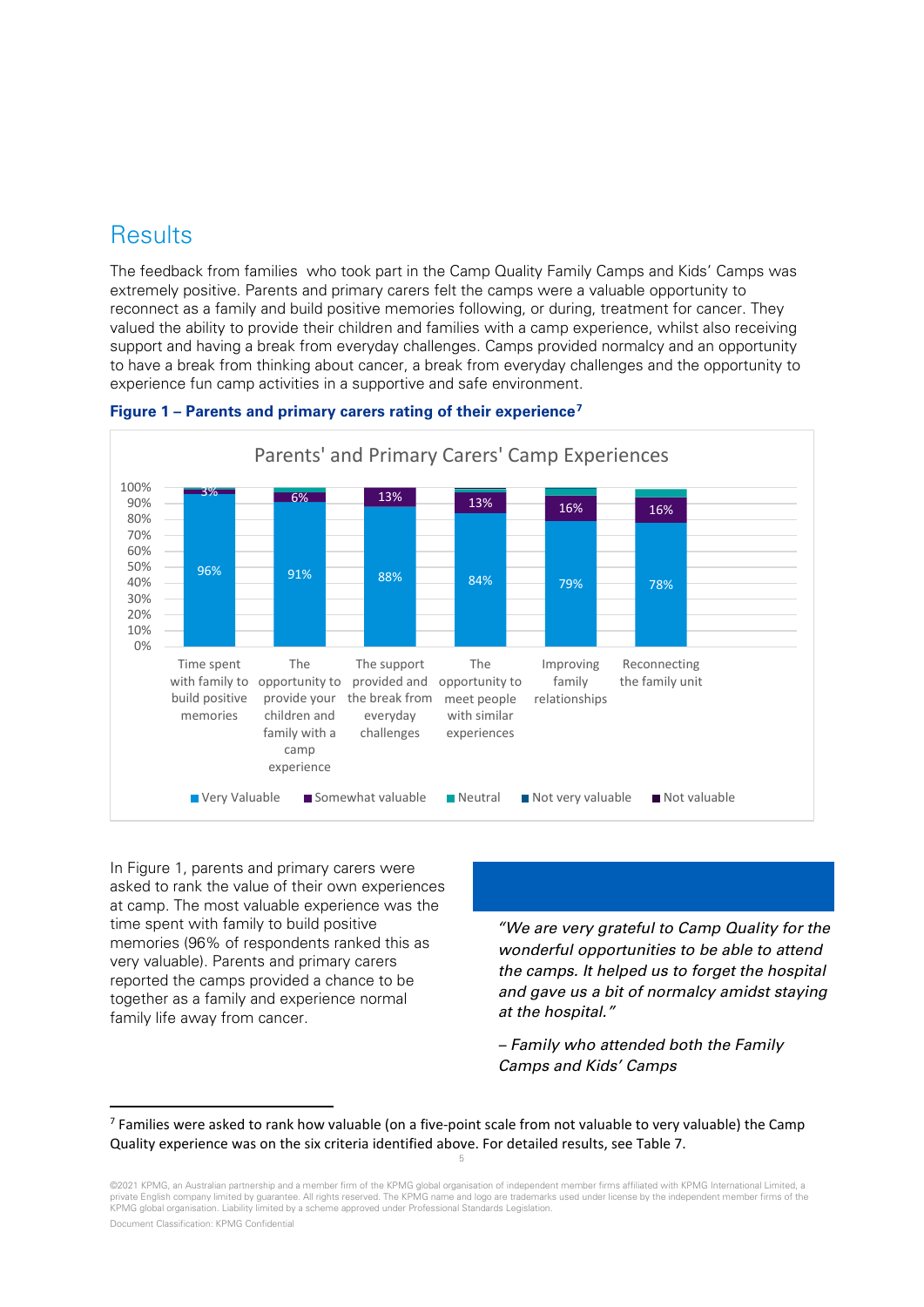## Results

The feedback from families who took part in the Camp Quality Family Camps and Kids' Camps was extremely positive. Parents and primary carers felt the camps were a valuable opportunity to reconnect as a family and build positive memories following, or during, treatment for cancer. They valued the ability to provide their children and families with a camp experience, whilst also receiving support and having a break from everyday challenges. Camps provided normalcy and an opportunity to have a break from thinking about cancer, a break from everyday challenges and the opportunity to experience fun camp activities in a supportive and safe environment.

**Figure 1 – Parents and primary carers rating of their experience[7]**

Parents' and Primary Carers' Camp Experiences

| | Very Valuable | Somewhat valuable |
|---|---|---|
| Time spent with family to build positive memories | 96% | 3% |
| The opportunity to provide your children and family with a camp experience | 91% | 6% |
| The support provided and the break from everyday challenges | 88% | 13% |
| The opportunity to meet people with similar experiences | 84% | 13% |
| Improving family relationships | 79% | 16% |
| Reconnecting the family unit | 78% | 16% |

Legend: Very Valuable, Somewhat valuable, Neutral, Not very valuable, Not valuable

In Figure 1, parents and primary carers were asked to rank the value of their own experiences at camp. The most valuable experience was the time spent with family to build positive memories (96% of respondents ranked this as very valuable). Parents and primary carers reported the camps provided a chance to be together as a family and experience normal family life away from cancer.

*"We are very grateful to Camp Quality for the wonderful opportunities to be able to attend the camps. It helped us to forget the hospital and gave us a bit of normalcy amidst staying at the hospital."*

*– Family who attended both the Family Camps and Kids' Camps*

[7] Families were asked to rank how valuable (on a five-point scale from not valuable to very valuable) the Camp Quality experience was on the six criteria identified above. For detailed results, see Table 7.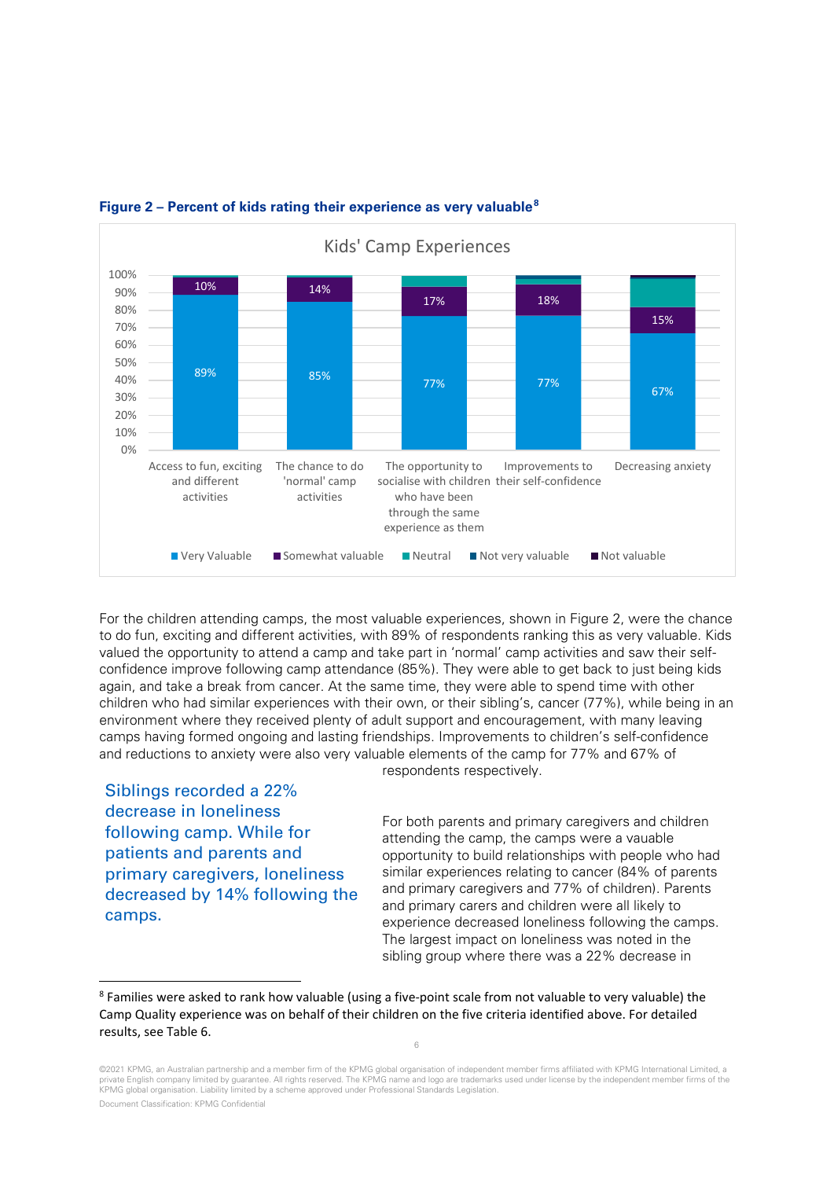**Figure 2 – Percent of kids rating their experience as very valuable**[8]

Kids' Camp Experiences

| | Very Valuable | Somewhat valuable |
|---|---|---|
| Access to fun, exciting and different activities | 89% | 10% |
| The chance to do 'normal' camp activities | 85% | 14% |
| The opportunity to socialise with children who have been through the same experience as them | 77% | 17% |
| Improvements to their self-confidence | 77% | 18% |
| Decreasing anxiety | 67% | 15% |

Legend: Very Valuable, Somewhat valuable, Neutral, Not very valuable, Not valuable

For the children attending camps, the most valuable experiences, shown in Figure 2, were the chance to do fun, exciting and different activities, with 89% of respondents ranking this as very valuable. Kids valued the opportunity to attend a camp and take part in 'normal' camp activities and saw their self-confidence improve following camp attendance (85%). They were able to get back to just being kids again, and take a break from cancer. At the same time, they were able to spend time with other children who had similar experiences with their own, or their sibling's, cancer (77%), while being in an environment where they received plenty of adult support and encouragement, with many leaving camps having formed ongoing and lasting friendships. Improvements to children's self-confidence and reductions to anxiety were also very valuable elements of the camp for 77% and 67% of respondents respectively.

> Siblings recorded a 22% decrease in loneliness following camp. While for patients and parents and primary caregivers, loneliness decreased by 14% following the camps.

For both parents and primary caregivers and children attending the camp, the camps were a vauable opportunity to build relationships with people who had similar experiences relating to cancer (84% of parents and primary caregivers and 77% of children). Parents and primary carers and children were all likely to experience decreased loneliness following the camps. The largest impact on loneliness was noted in the sibling group where there was a 22% decrease in

[8] Families were asked to rank how valuable (using a five-point scale from not valuable to very valuable) the Camp Quality experience was on behalf of their children on the five criteria identified above. For detailed results, see Table 6.

©2021 KPMG, an Australian partnership and a member firm of the KPMG global organisation of independent member firms affiliated with KPMG International Limited, a private English company limited by guarantee. All rights reserved. The KPMG name and logo are trademarks used under license by the independent member firms of the KPMG global organisation. Liability limited by a scheme approved under Professional Standards Legislation.

Document Classification: KPMG Confidential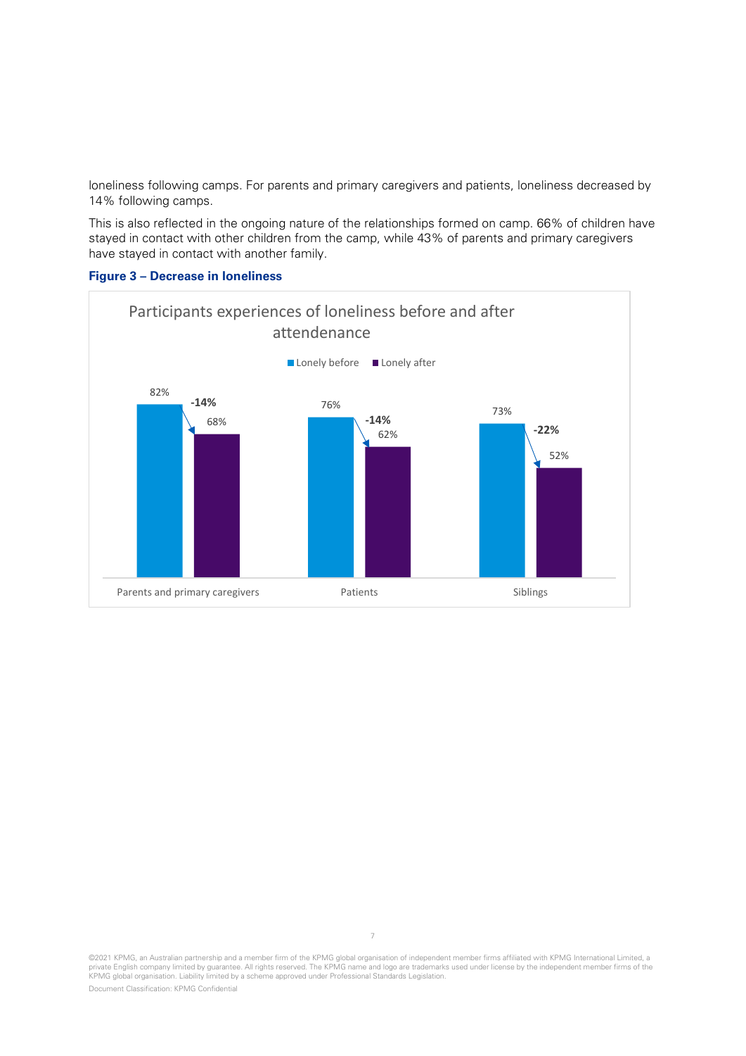loneliness following camps. For parents and primary caregivers and patients, loneliness decreased by 14% following camps.

This is also reflected in the ongoing nature of the relationships formed on camp. 66% of children have stayed in contact with other children from the camp, while 43% of parents and primary caregivers have stayed in contact with another family.

**Figure 3 – Decrease in loneliness**

Participants experiences of loneliness before and after attendenance

| | Lonely before | Lonely after | Change |
|---|---|---|---|
| Parents and primary caregivers | 82% | 68% | -14% |
| Patients | 76% | 62% | -14% |
| Siblings | 73% | 52% | -22% |

©2021 KPMG, an Australian partnership and a member firm of the KPMG global organisation of independent member firms affiliated with KPMG International Limited, a private English company limited by guarantee. All rights reserved. The KPMG name and logo are trademarks used under license by the independent member firms of the KPMG global organisation. Liability limited by a scheme approved under Professional Standards Legislation.

Document Classification: KPMG Confidential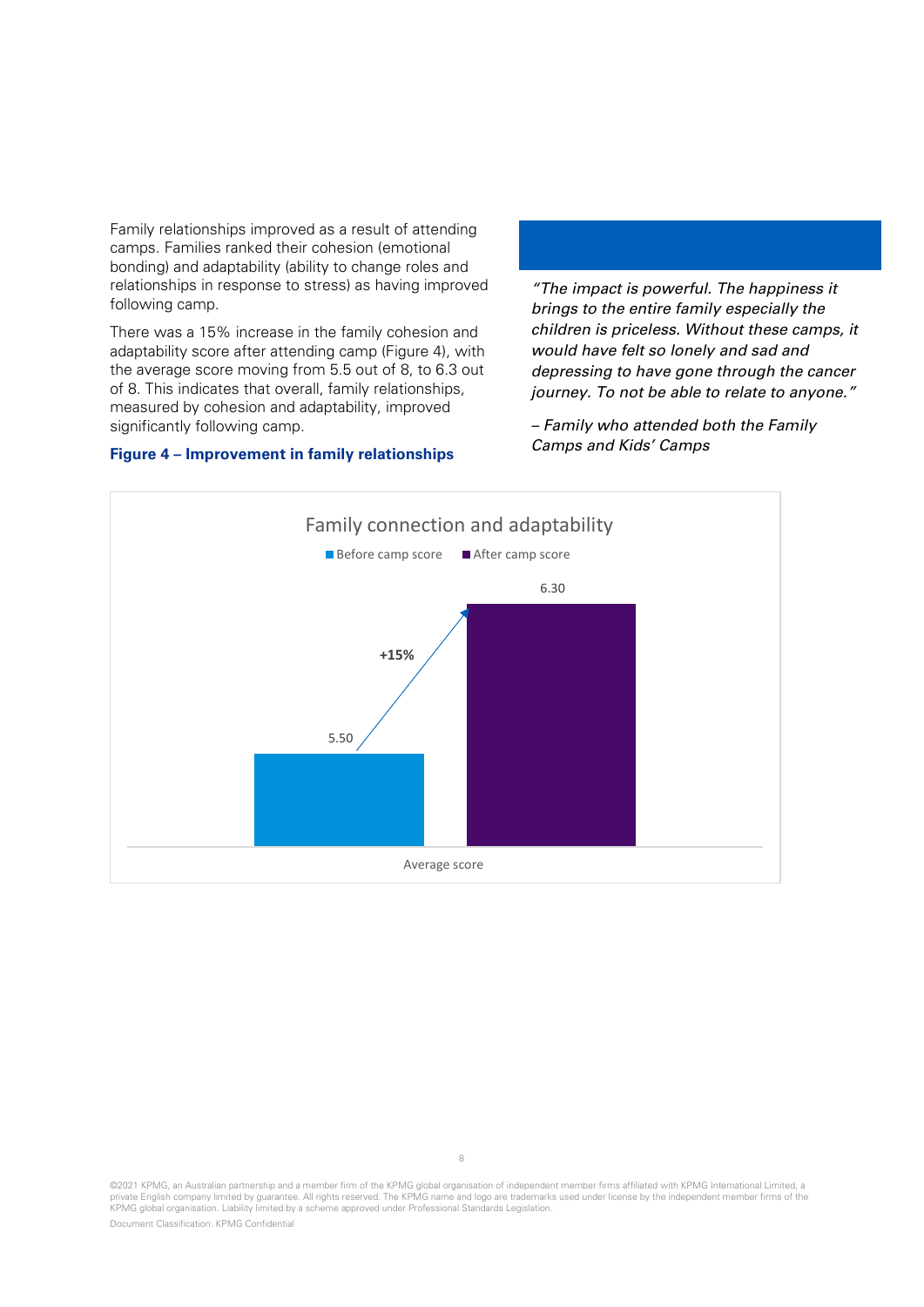Family relationships improved as a result of attending camps. Families ranked their cohesion (emotional bonding) and adaptability (ability to change roles and relationships in response to stress) as having improved following camp.

There was a 15% increase in the family cohesion and adaptability score after attending camp (Figure 4), with the average score moving from 5.5 out of 8, to 6.3 out of 8. This indicates that overall, family relationships, measured by cohesion and adaptability, improved significantly following camp.

**Figure 4 – Improvement in family relationships**

Family connection and adaptability

| | Before camp score | After camp score |
|---|---|---|
| Average score | 5.50 | 6.30 |

+15%

*"The impact is powerful. The happiness it brings to the entire family especially the children is priceless. Without these camps, it would have felt so lonely and sad and depressing to have gone through the cancer journey. To not be able to relate to anyone."*

*– Family who attended both the Family Camps and Kids' Camps*

©2021 KPMG, an Australian partnership and a member firm of the KPMG global organisation of independent member firms affiliated with KPMG International Limited, a private English company limited by guarantee. All rights reserved. The KPMG name and logo are trademarks used under license by the independent member firms of the KPMG global organisation. Liability limited by a scheme approved under Professional Standards Legislation.

Document Classification: KPMG Confidential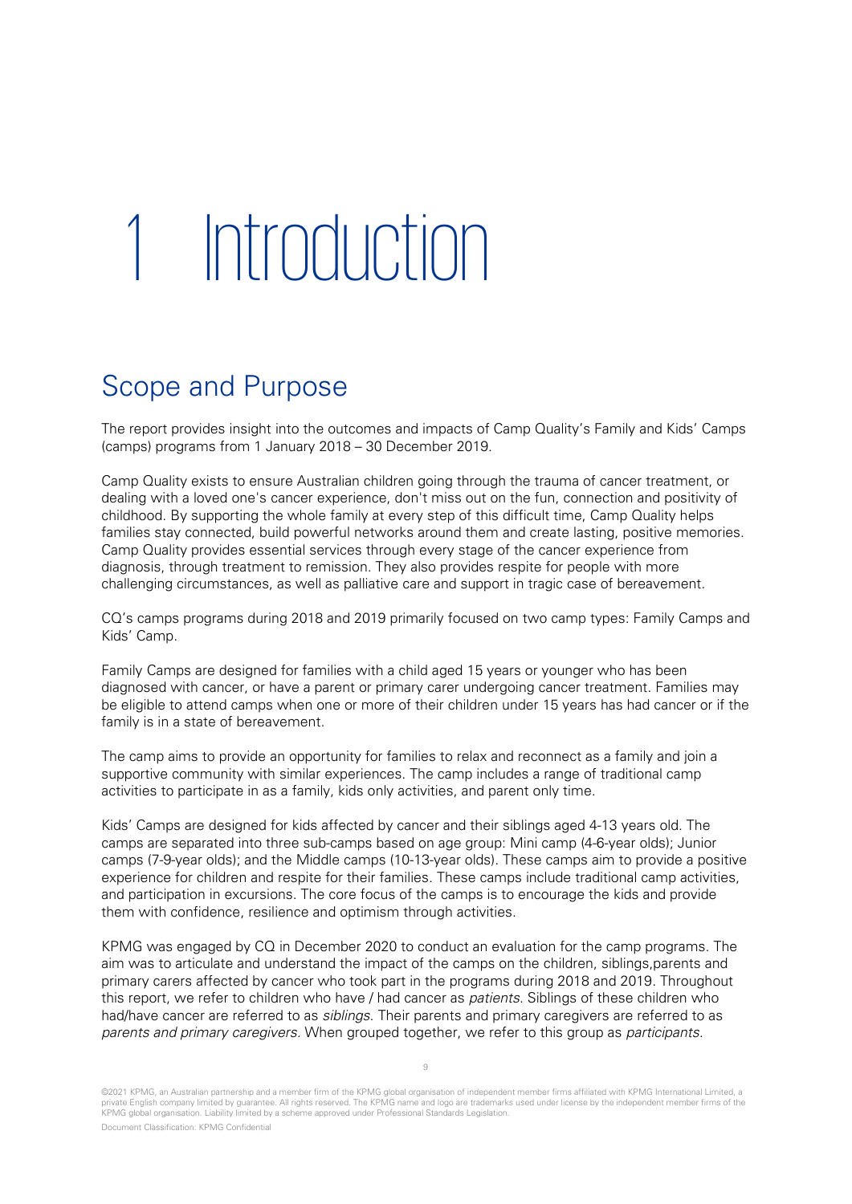# 1 Introduction

## Scope and Purpose

The report provides insight into the outcomes and impacts of Camp Quality's Family and Kids' Camps (camps) programs from 1 January 2018 – 30 December 2019.

Camp Quality exists to ensure Australian children going through the trauma of cancer treatment, or dealing with a loved one's cancer experience, don't miss out on the fun, connection and positivity of childhood. By supporting the whole family at every step of this difficult time, Camp Quality helps families stay connected, build powerful networks around them and create lasting, positive memories. Camp Quality provides essential services through every stage of the cancer experience from diagnosis, through treatment to remission. They also provides respite for people with more challenging circumstances, as well as palliative care and support in tragic case of bereavement.

CQ's camps programs during 2018 and 2019 primarily focused on two camp types: Family Camps and Kids' Camp.

Family Camps are designed for families with a child aged 15 years or younger who has been diagnosed with cancer, or have a parent or primary carer undergoing cancer treatment. Families may be eligible to attend camps when one or more of their children under 15 years has had cancer or if the family is in a state of bereavement.

The camp aims to provide an opportunity for families to relax and reconnect as a family and join a supportive community with similar experiences. The camp includes a range of traditional camp activities to participate in as a family, kids only activities, and parent only time.

Kids' Camps are designed for kids affected by cancer and their siblings aged 4-13 years old. The camps are separated into three sub-camps based on age group: Mini camp (4-6-year olds); Junior camps (7-9-year olds); and the Middle camps (10-13-year olds). These camps aim to provide a positive experience for children and respite for their families. These camps include traditional camp activities, and participation in excursions. The core focus of the camps is to encourage the kids and provide them with confidence, resilience and optimism through activities.

KPMG was engaged by CQ in December 2020 to conduct an evaluation for the camp programs. The aim was to articulate and understand the impact of the camps on the children, siblings,parents and primary carers affected by cancer who took part in the programs during 2018 and 2019. Throughout this report, we refer to children who have / had cancer as *patients*. Siblings of these children who had/have cancer are referred to as *siblings*. Their parents and primary caregivers are referred to as *parents and primary caregivers*. When grouped together, we refer to this group as *participants*.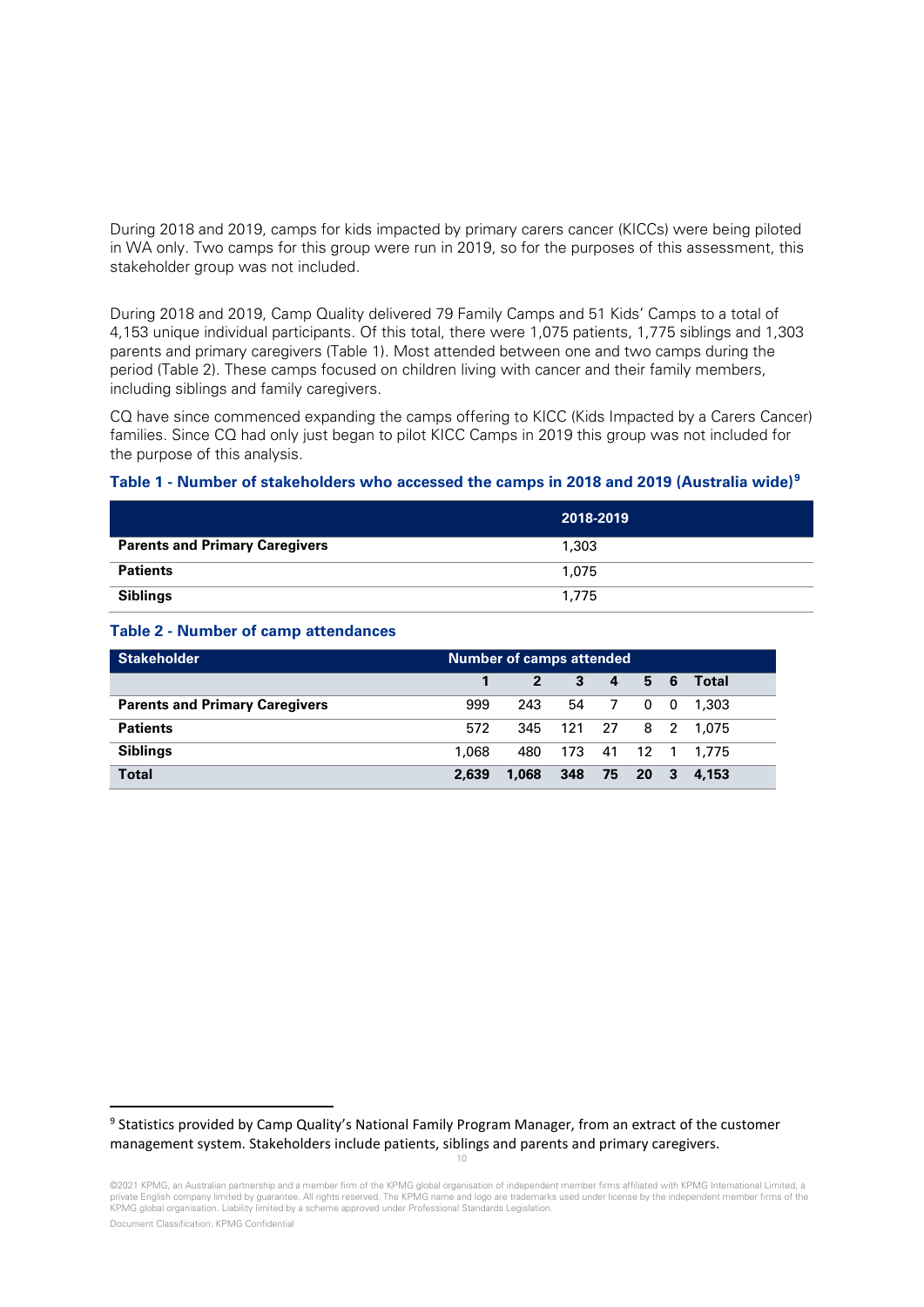During 2018 and 2019, camps for kids impacted by primary carers cancer (KICCs) were being piloted in WA only. Two camps for this group were run in 2019, so for the purposes of this assessment, this stakeholder group was not included.

During 2018 and 2019, Camp Quality delivered 79 Family Camps and 51 Kids' Camps to a total of 4,153 unique individual participants. Of this total, there were 1,075 patients, 1,775 siblings and 1,303 parents and primary caregivers (Table 1). Most attended between one and two camps during the period (Table 2). These camps focused on children living with cancer and their family members, including siblings and family caregivers.

CQ have since commenced expanding the camps offering to KICC (Kids Impacted by a Carers Cancer) families. Since CQ had only just began to pilot KICC Camps in 2019 this group was not included for the purpose of this analysis.

**Table 1 - Number of stakeholders who accessed the camps in 2018 and 2019 (Australia wide)[9]**

| | 2018-2019 |
|---|---|
| **Parents and Primary Caregivers** | 1,303 |
| **Patients** | 1,075 |
| **Siblings** | 1,775 |

**Table 2 - Number of camp attendances**

| Stakeholder | Number of camps attended | | | | | | |
|---|---|---|---|---|---|---|---|
| | 1 | 2 | 3 | 4 | 5 | 6 | Total |
| **Parents and Primary Caregivers** | 999 | 243 | 54 | 7 | 0 | 0 | 1,303 |
| **Patients** | 572 | 345 | 121 | 27 | 8 | 2 | 1,075 |
| **Siblings** | 1,068 | 480 | 173 | 41 | 12 | 1 | 1,775 |
| **Total** | **2,639** | **1,068** | **348** | **75** | **20** | **3** | **4,153** |

[9] Statistics provided by Camp Quality's National Family Program Manager, from an extract of the customer management system. Stakeholders include patients, siblings and parents and primary caregivers.

©2021 KPMG, an Australian partnership and a member firm of the KPMG global organisation of independent member firms affiliated with KPMG International Limited, a private English company limited by guarantee. All rights reserved. The KPMG name and logo are trademarks used under license by the independent member firms of the KPMG global organisation. Liability limited by a scheme approved under Professional Standards Legislation.

Document Classification: KPMG Confidential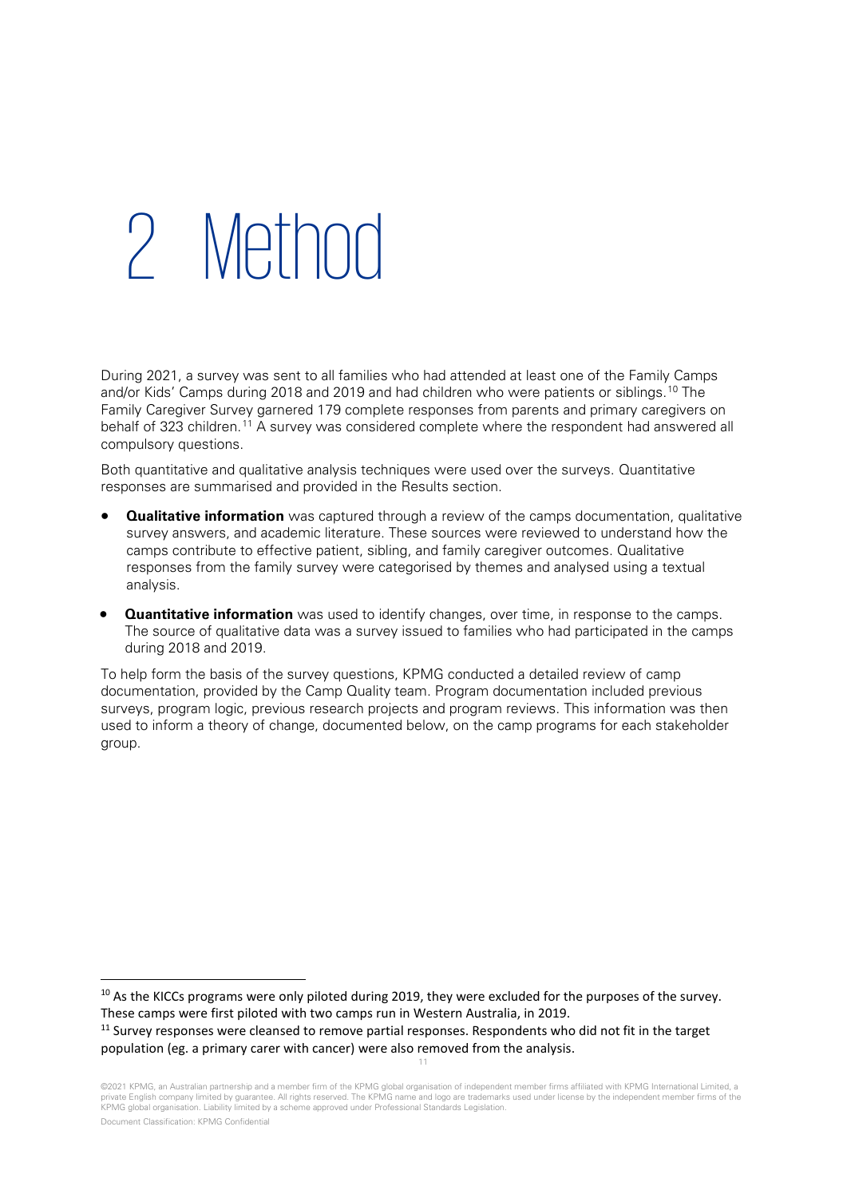# 2 Method

During 2021, a survey was sent to all families who had attended at least one of the Family Camps and/or Kids' Camps during 2018 and 2019 and had children who were patients or siblings.[10] The Family Caregiver Survey garnered 179 complete responses from parents and primary caregivers on behalf of 323 children.[11] A survey was considered complete where the respondent had answered all compulsory questions.

Both quantitative and qualitative analysis techniques were used over the surveys. Quantitative responses are summarised and provided in the Results section.

- **Qualitative information** was captured through a review of the camps documentation, qualitative survey answers, and academic literature. These sources were reviewed to understand how the camps contribute to effective patient, sibling, and family caregiver outcomes. Qualitative responses from the family survey were categorised by themes and analysed using a textual analysis.
- **Quantitative information** was used to identify changes, over time, in response to the camps. The source of qualitative data was a survey issued to families who had participated in the camps during 2018 and 2019.

To help form the basis of the survey questions, KPMG conducted a detailed review of camp documentation, provided by the Camp Quality team. Program documentation included previous surveys, program logic, previous research projects and program reviews. This information was then used to inform a theory of change, documented below, on the camp programs for each stakeholder group.

[10] As the KICCs programs were only piloted during 2019, they were excluded for the purposes of the survey. These camps were first piloted with two camps run in Western Australia, in 2019.

[11] Survey responses were cleansed to remove partial responses. Respondents who did not fit in the target population (eg. a primary carer with cancer) were also removed from the analysis.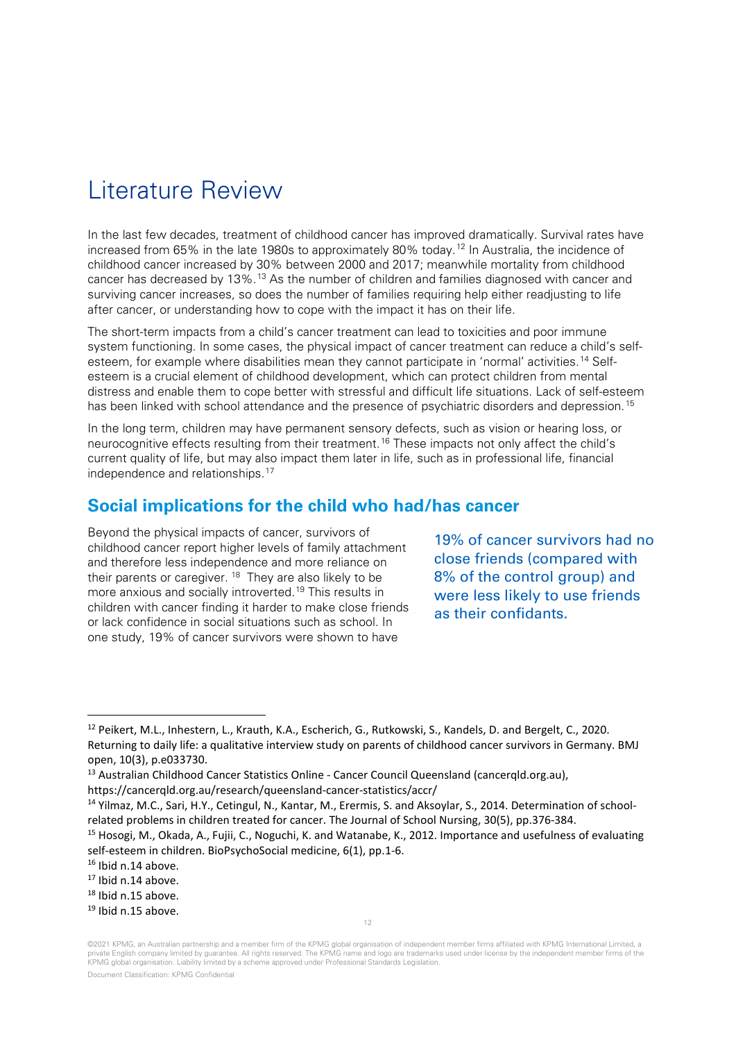# Literature Review

In the last few decades, treatment of childhood cancer has improved dramatically. Survival rates have increased from 65% in the late 1980s to approximately 80% today.[12] In Australia, the incidence of childhood cancer increased by 30% between 2000 and 2017; meanwhile mortality from childhood cancer has decreased by 13%.[13] As the number of children and families diagnosed with cancer and surviving cancer increases, so does the number of families requiring help either readjusting to life after cancer, or understanding how to cope with the impact it has on their life.

The short-term impacts from a child's cancer treatment can lead to toxicities and poor immune system functioning. In some cases, the physical impact of cancer treatment can reduce a child's self-esteem, for example where disabilities mean they cannot participate in 'normal' activities.[14] Self-esteem is a crucial element of childhood development, which can protect children from mental distress and enable them to cope better with stressful and difficult life situations. Lack of self-esteem has been linked with school attendance and the presence of psychiatric disorders and depression.[15]

In the long term, children may have permanent sensory defects, such as vision or hearing loss, or neurocognitive effects resulting from their treatment.[16] These impacts not only affect the child's current quality of life, but may also impact them later in life, such as in professional life, financial independence and relationships.[17]

## Social implications for the child who had/has cancer

Beyond the physical impacts of cancer, survivors of childhood cancer report higher levels of family attachment and therefore less independence and more reliance on their parents or caregiver. [18] They are also likely to be more anxious and socially introverted.[19] This results in children with cancer finding it harder to make close friends or lack confidence in social situations such as school. In one study, 19% of cancer survivors were shown to have

> 19% of cancer survivors had no close friends (compared with 8% of the control group) and were less likely to use friends as their confidants.

---

[12] Peikert, M.L., Inhestern, L., Krauth, K.A., Escherich, G., Rutkowski, S., Kandels, D. and Bergelt, C., 2020. Returning to daily life: a qualitative interview study on parents of childhood cancer survivors in Germany. BMJ open, 10(3), p.e033730.

[13] Australian Childhood Cancer Statistics Online - Cancer Council Queensland (cancerqld.org.au), https://cancerqld.org.au/research/queensland-cancer-statistics/accr/

[14] Yilmaz, M.C., Sari, H.Y., Cetingul, N., Kantar, M., Erermis, S. and Aksoylar, S., 2014. Determination of school-related problems in children treated for cancer. The Journal of School Nursing, 30(5), pp.376-384.

[15] Hosogi, M., Okada, A., Fujii, C., Noguchi, K. and Watanabe, K., 2012. Importance and usefulness of evaluating self-esteem in children. BioPsychoSocial medicine, 6(1), pp.1-6.

[16] Ibid n.14 above.

[17] Ibid n.14 above.

[18] Ibid n.15 above.

[19] Ibid n.15 above.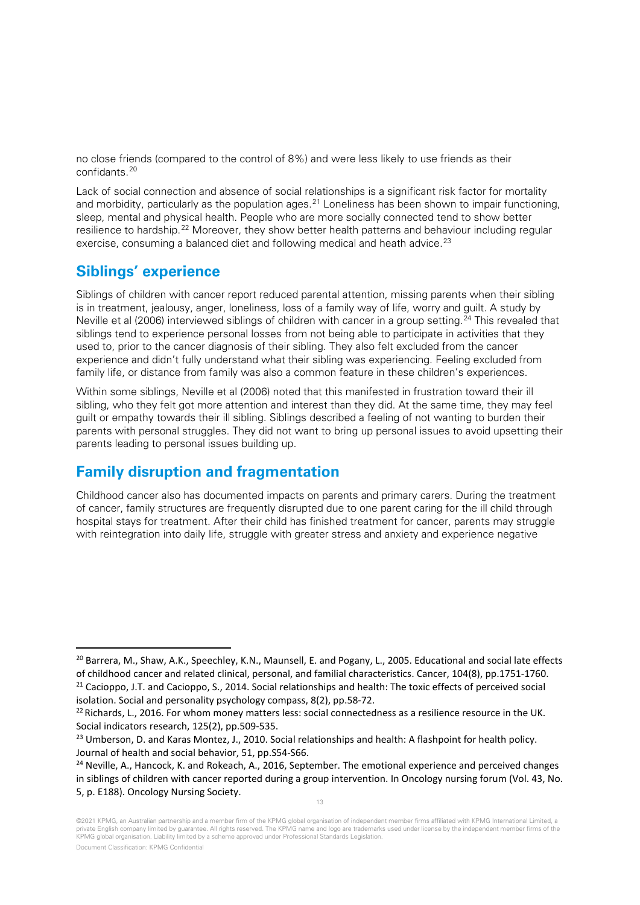no close friends (compared to the control of 8%) and were less likely to use friends as their confidants.[20]

Lack of social connection and absence of social relationships is a significant risk factor for mortality and morbidity, particularly as the population ages.[21] Loneliness has been shown to impair functioning, sleep, mental and physical health. People who are more socially connected tend to show better resilience to hardship.[22] Moreover, they show better health patterns and behaviour including regular exercise, consuming a balanced diet and following medical and heath advice.[23]

## Siblings' experience

Siblings of children with cancer report reduced parental attention, missing parents when their sibling is in treatment, jealousy, anger, loneliness, loss of a family way of life, worry and guilt. A study by Neville et al (2006) interviewed siblings of children with cancer in a group setting.[24] This revealed that siblings tend to experience personal losses from not being able to participate in activities that they used to, prior to the cancer diagnosis of their sibling. They also felt excluded from the cancer experience and didn't fully understand what their sibling was experiencing. Feeling excluded from family life, or distance from family was also a common feature in these children's experiences.

Within some siblings, Neville et al (2006) noted that this manifested in frustration toward their ill sibling, who they felt got more attention and interest than they did. At the same time, they may feel guilt or empathy towards their ill sibling. Siblings described a feeling of not wanting to burden their parents with personal struggles. They did not want to bring up personal issues to avoid upsetting their parents leading to personal issues building up.

## Family disruption and fragmentation

Childhood cancer also has documented impacts on parents and primary carers. During the treatment of cancer, family structures are frequently disrupted due to one parent caring for the ill child through hospital stays for treatment. After their child has finished treatment for cancer, parents may struggle with reintegration into daily life, struggle with greater stress and anxiety and experience negative

---

[20] Barrera, M., Shaw, A.K., Speechley, K.N., Maunsell, E. and Pogany, L., 2005. Educational and social late effects of childhood cancer and related clinical, personal, and familial characteristics. Cancer, 104(8), pp.1751-1760.

[21] Cacioppo, J.T. and Cacioppo, S., 2014. Social relationships and health: The toxic effects of perceived social isolation. Social and personality psychology compass, 8(2), pp.58-72.

[22] Richards, L., 2016. For whom money matters less: social connectedness as a resilience resource in the UK. Social indicators research, 125(2), pp.509-535.

[23] Umberson, D. and Karas Montez, J., 2010. Social relationships and health: A flashpoint for health policy. Journal of health and social behavior, 51, pp.S54-S66.

[24] Neville, A., Hancock, K. and Rokeach, A., 2016, September. The emotional experience and perceived changes in siblings of children with cancer reported during a group intervention. In Oncology nursing forum (Vol. 43, No. 5, p. E188). Oncology Nursing Society.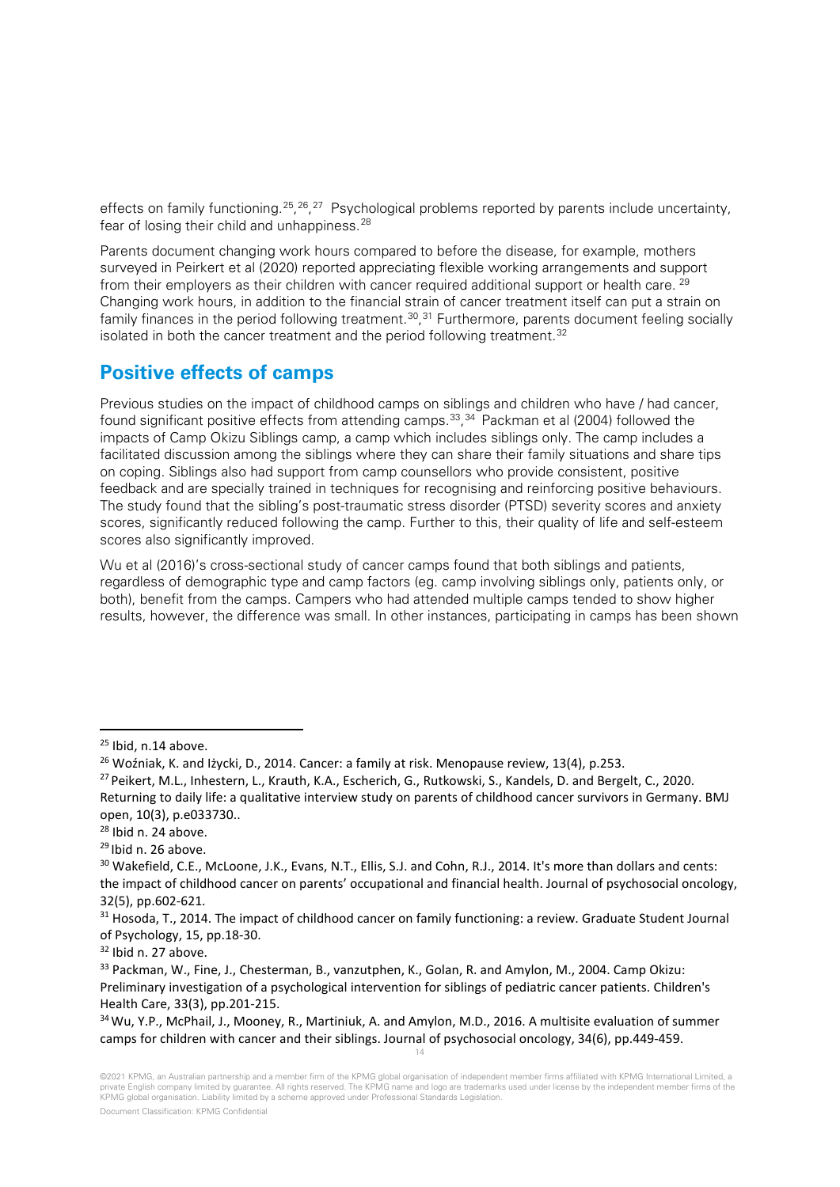effects on family functioning.[25,26,27] Psychological problems reported by parents include uncertainty, fear of losing their child and unhappiness.[28]

Parents document changing work hours compared to before the disease, for example, mothers surveyed in Peirkert et al (2020) reported appreciating flexible working arrangements and support from their employers as their children with cancer required additional support or health care. [29] Changing work hours, in addition to the financial strain of cancer treatment itself can put a strain on family finances in the period following treatment.[30,31] Furthermore, parents document feeling socially isolated in both the cancer treatment and the period following treatment.[32]

## Positive effects of camps

Previous studies on the impact of childhood camps on siblings and children who have / had cancer, found significant positive effects from attending camps.[33,34] Packman et al (2004) followed the impacts of Camp Okizu Siblings camp, a camp which includes siblings only. The camp includes a facilitated discussion among the siblings where they can share their family situations and share tips on coping. Siblings also had support from camp counsellors who provide consistent, positive feedback and are specially trained in techniques for recognising and reinforcing positive behaviours. The study found that the sibling's post-traumatic stress disorder (PTSD) severity scores and anxiety scores, significantly reduced following the camp. Further to this, their quality of life and self-esteem scores also significantly improved.

Wu et al (2016)'s cross-sectional study of cancer camps found that both siblings and patients, regardless of demographic type and camp factors (eg. camp involving siblings only, patients only, or both), benefit from the camps. Campers who had attended multiple camps tended to show higher results, however, the difference was small. In other instances, participating in camps has been shown

---

[25] Ibid, n.14 above.

[26] Woźniak, K. and Iżycki, D., 2014. Cancer: a family at risk. Menopause review, 13(4), p.253.

[27] Peikert, M.L., Inhestern, L., Krauth, K.A., Escherich, G., Rutkowski, S., Kandels, D. and Bergelt, C., 2020. Returning to daily life: a qualitative interview study on parents of childhood cancer survivors in Germany. BMJ open, 10(3), p.e033730..

[28] Ibid n. 24 above.

[29] Ibid n. 26 above.

[30] Wakefield, C.E., McLoone, J.K., Evans, N.T., Ellis, S.J. and Cohn, R.J., 2014. It's more than dollars and cents: the impact of childhood cancer on parents' occupational and financial health. Journal of psychosocial oncology, 32(5), pp.602-621.

[31] Hosoda, T., 2014. The impact of childhood cancer on family functioning: a review. Graduate Student Journal of Psychology, 15, pp.18-30.

[32] Ibid n. 27 above.

[33] Packman, W., Fine, J., Chesterman, B., vanzutphen, K., Golan, R. and Amylon, M., 2004. Camp Okizu: Preliminary investigation of a psychological intervention for siblings of pediatric cancer patients. Children's Health Care, 33(3), pp.201-215.

[34] Wu, Y.P., McPhail, J., Mooney, R., Martiniuk, A. and Amylon, M.D., 2016. A multisite evaluation of summer camps for children with cancer and their siblings. Journal of psychosocial oncology, 34(6), pp.449-459.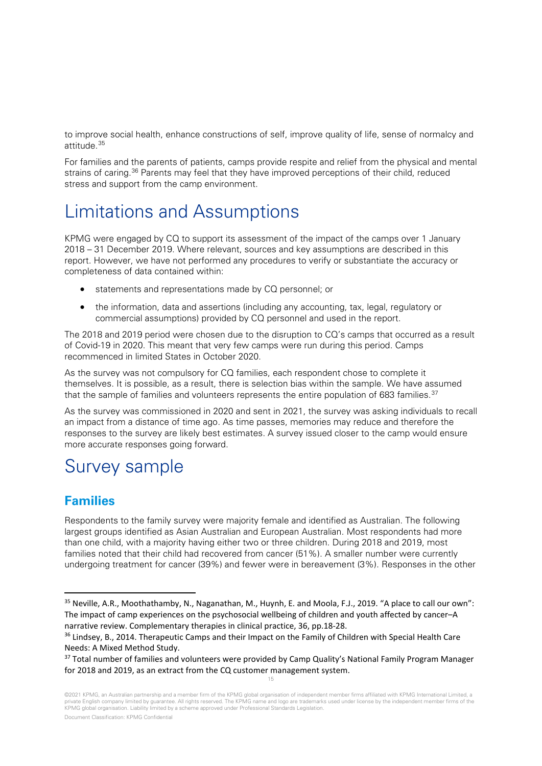to improve social health, enhance constructions of self, improve quality of life, sense of normalcy and attitude.[35]

For families and the parents of patients, camps provide respite and relief from the physical and mental strains of caring.[36] Parents may feel that they have improved perceptions of their child, reduced stress and support from the camp environment.

# Limitations and Assumptions

KPMG were engaged by CQ to support its assessment of the impact of the camps over 1 January 2018 – 31 December 2019. Where relevant, sources and key assumptions are described in this report. However, we have not performed any procedures to verify or substantiate the accuracy or completeness of data contained within:

- statements and representations made by CQ personnel; or
- the information, data and assertions (including any accounting, tax, legal, regulatory or commercial assumptions) provided by CQ personnel and used in the report.

The 2018 and 2019 period were chosen due to the disruption to CQ's camps that occurred as a result of Covid-19 in 2020. This meant that very few camps were run during this period. Camps recommenced in limited States in October 2020.

As the survey was not compulsory for CQ families, each respondent chose to complete it themselves. It is possible, as a result, there is selection bias within the sample. We have assumed that the sample of families and volunteers represents the entire population of 683 families.[37]

As the survey was commissioned in 2020 and sent in 2021, the survey was asking individuals to recall an impact from a distance of time ago. As time passes, memories may reduce and therefore the responses to the survey are likely best estimates. A survey issued closer to the camp would ensure more accurate responses going forward.

# Survey sample

## Families

Respondents to the family survey were majority female and identified as Australian. The following largest groups identified as Asian Australian and European Australian. Most respondents had more than one child, with a majority having either two or three children. During 2018 and 2019, most families noted that their child had recovered from cancer (51%). A smaller number were currently undergoing treatment for cancer (39%) and fewer were in bereavement (3%). Responses in the other

---

[35] Neville, A.R., Moothathamby, N., Naganathan, M., Huynh, E. and Moola, F.J., 2019. "A place to call our own": The impact of camp experiences on the psychosocial wellbeing of children and youth affected by cancer–A narrative review. Complementary therapies in clinical practice, 36, pp.18-28.

[36] Lindsey, B., 2014. Therapeutic Camps and their Impact on the Family of Children with Special Health Care Needs: A Mixed Method Study.

[37] Total number of families and volunteers were provided by Camp Quality's National Family Program Manager for 2018 and 2019, as an extract from the CQ customer management system.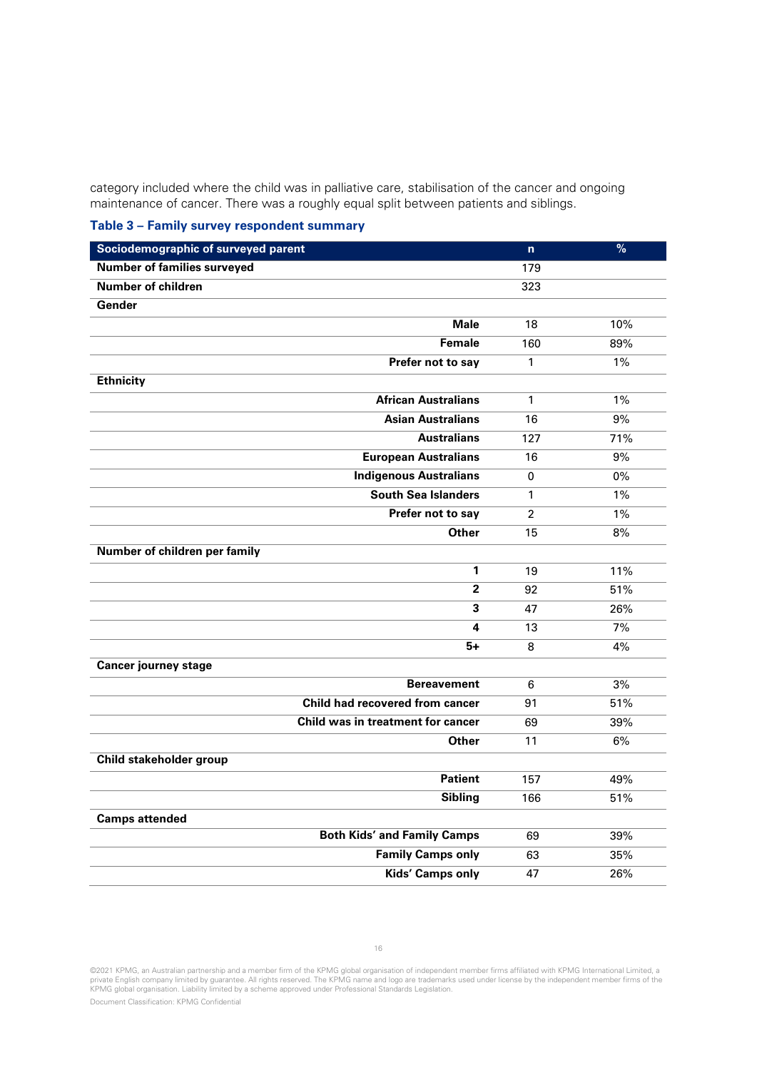category included where the child was in palliative care, stabilisation of the cancer and ongoing maintenance of cancer. There was a roughly equal split between patients and siblings.

**Table 3 – Family survey respondent summary**

| Sociodemographic of surveyed parent | n | % |
|---|---|---|
| **Number of families surveyed** | 179 | |
| **Number of children** | 323 | |
| **Gender** | | |
| **Male** | 18 | 10% |
| **Female** | 160 | 89% |
| **Prefer not to say** | 1 | 1% |
| **Ethnicity** | | |
| **African Australians** | 1 | 1% |
| **Asian Australians** | 16 | 9% |
| **Australians** | 127 | 71% |
| **European Australians** | 16 | 9% |
| **Indigenous Australians** | 0 | 0% |
| **South Sea Islanders** | 1 | 1% |
| **Prefer not to say** | 2 | 1% |
| **Other** | 15 | 8% |
| **Number of children per family** | | |
| **1** | 19 | 11% |
| **2** | 92 | 51% |
| **3** | 47 | 26% |
| **4** | 13 | 7% |
| **5+** | 8 | 4% |
| **Cancer journey stage** | | |
| **Bereavement** | 6 | 3% |
| **Child had recovered from cancer** | 91 | 51% |
| **Child was in treatment for cancer** | 69 | 39% |
| **Other** | 11 | 6% |
| **Child stakeholder group** | | |
| **Patient** | 157 | 49% |
| **Sibling** | 166 | 51% |
| **Camps attended** | | |
| **Both Kids' and Family Camps** | 69 | 39% |
| **Family Camps only** | 63 | 35% |
| **Kids' Camps only** | 47 | 26% |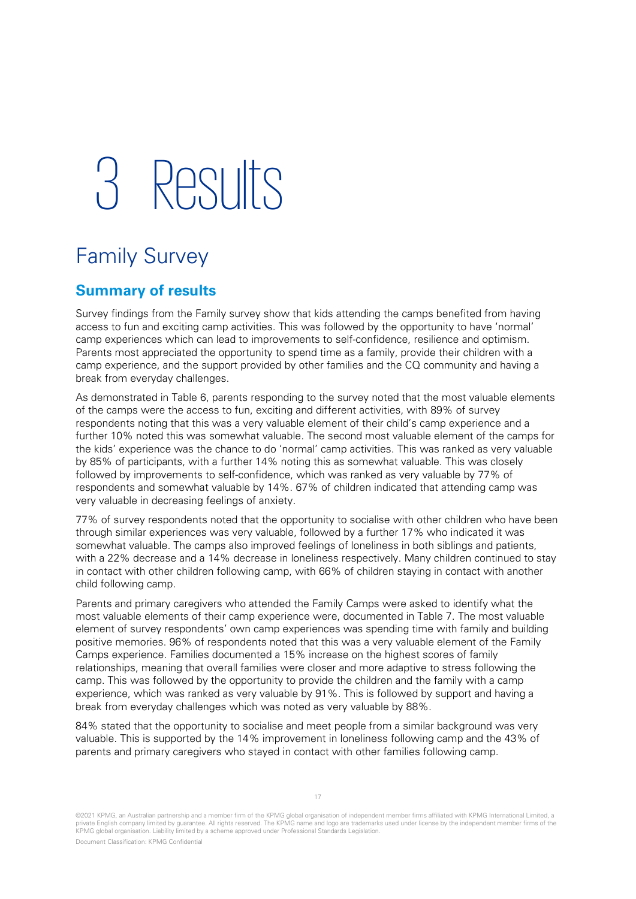# 3 Results

## Family Survey

### Summary of results

Survey findings from the Family survey show that kids attending the camps benefited from having access to fun and exciting camp activities. This was followed by the opportunity to have 'normal' camp experiences which can lead to improvements to self-confidence, resilience and optimism. Parents most appreciated the opportunity to spend time as a family, provide their children with a camp experience, and the support provided by other families and the CQ community and having a break from everyday challenges.

As demonstrated in Table 6, parents responding to the survey noted that the most valuable elements of the camps were the access to fun, exciting and different activities, with 89% of survey respondents noting that this was a very valuable element of their child's camp experience and a further 10% noted this was somewhat valuable. The second most valuable element of the camps for the kids' experience was the chance to do 'normal' camp activities. This was ranked as very valuable by 85% of participants, with a further 14% noting this as somewhat valuable. This was closely followed by improvements to self-confidence, which was ranked as very valuable by 77% of respondents and somewhat valuable by 14%. 67% of children indicated that attending camp was very valuable in decreasing feelings of anxiety.

77% of survey respondents noted that the opportunity to socialise with other children who have been through similar experiences was very valuable, followed by a further 17% who indicated it was somewhat valuable. The camps also improved feelings of loneliness in both siblings and patients, with a 22% decrease and a 14% decrease in loneliness respectively. Many children continued to stay in contact with other children following camp, with 66% of children staying in contact with another child following camp.

Parents and primary caregivers who attended the Family Camps were asked to identify what the most valuable elements of their camp experience were, documented in Table 7. The most valuable element of survey respondents' own camp experiences was spending time with family and building positive memories. 96% of respondents noted that this was a very valuable element of the Family Camps experience. Families documented a 15% increase on the highest scores of family relationships, meaning that overall families were closer and more adaptive to stress following the camp. This was followed by the opportunity to provide the children and the family with a camp experience, which was ranked as very valuable by 91%. This is followed by support and having a break from everyday challenges which was noted as very valuable by 88%.

84% stated that the opportunity to socialise and meet people from a similar background was very valuable. This is supported by the 14% improvement in loneliness following camp and the 43% of parents and primary caregivers who stayed in contact with other families following camp.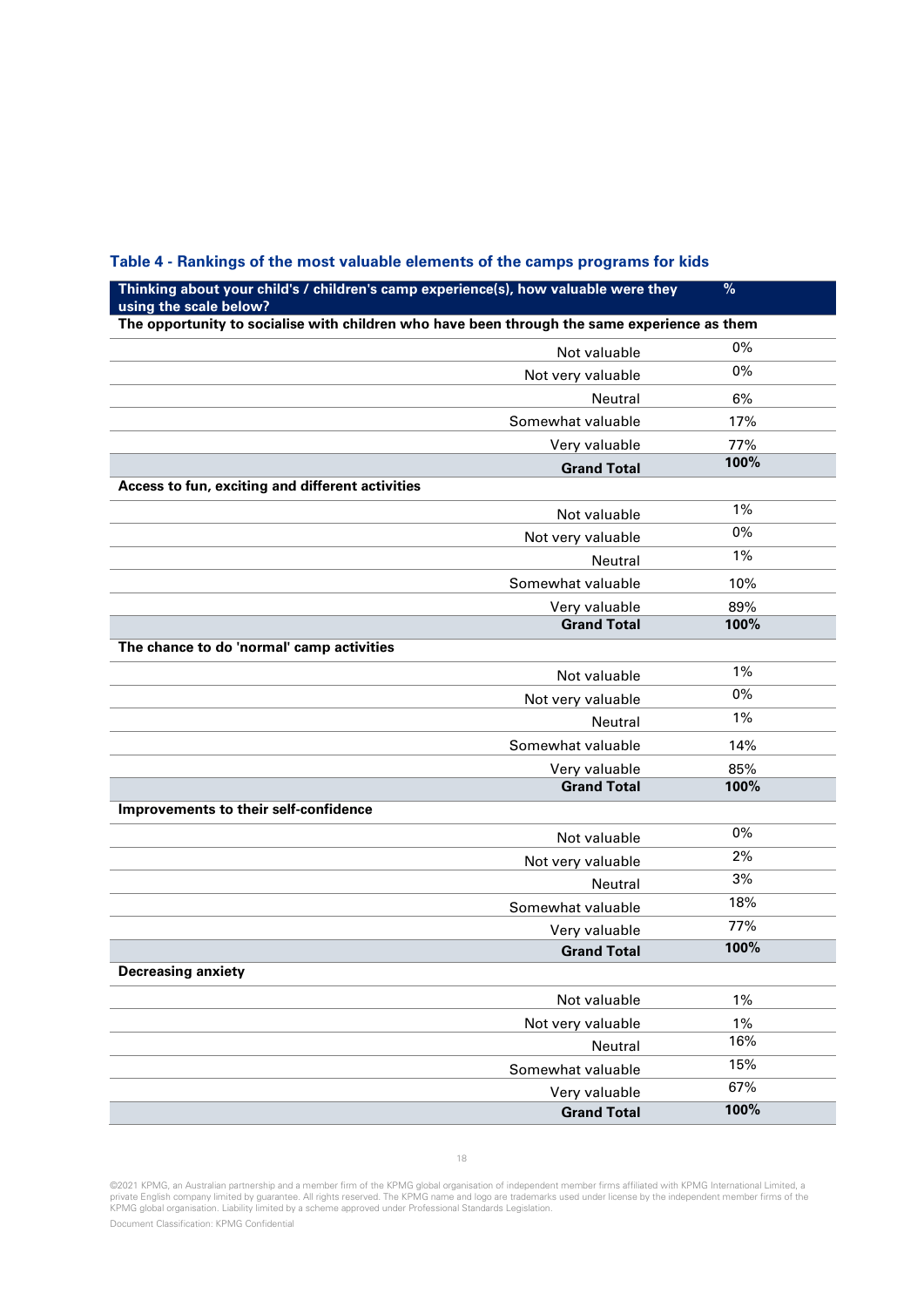**Table 4 - Rankings of the most valuable elements of the camps programs for kids**

| Thinking about your child's / children's camp experience(s), how valuable were they using the scale below? | % |
|---|---|
| **The opportunity to socialise with children who have been through the same experience as them** | |
| Not valuable | 0% |
| Not very valuable | 0% |
| Neutral | 6% |
| Somewhat valuable | 17% |
| Very valuable | 77% |
| **Grand Total** | **100%** |
| **Access to fun, exciting and different activities** | |
| Not valuable | 1% |
| Not very valuable | 0% |
| Neutral | 1% |
| Somewhat valuable | 10% |
| Very valuable | 89% |
| **Grand Total** | **100%** |
| **The chance to do 'normal' camp activities** | |
| Not valuable | 1% |
| Not very valuable | 0% |
| Neutral | 1% |
| Somewhat valuable | 14% |
| Very valuable | 85% |
| **Grand Total** | **100%** |
| **Improvements to their self-confidence** | |
| Not valuable | 0% |
| Not very valuable | 2% |
| Neutral | 3% |
| Somewhat valuable | 18% |
| Very valuable | 77% |
| **Grand Total** | **100%** |
| **Decreasing anxiety** | |
| Not valuable | 1% |
| Not very valuable | 1% |
| Neutral | 16% |
| Somewhat valuable | 15% |
| Very valuable | 67% |
| **Grand Total** | **100%** |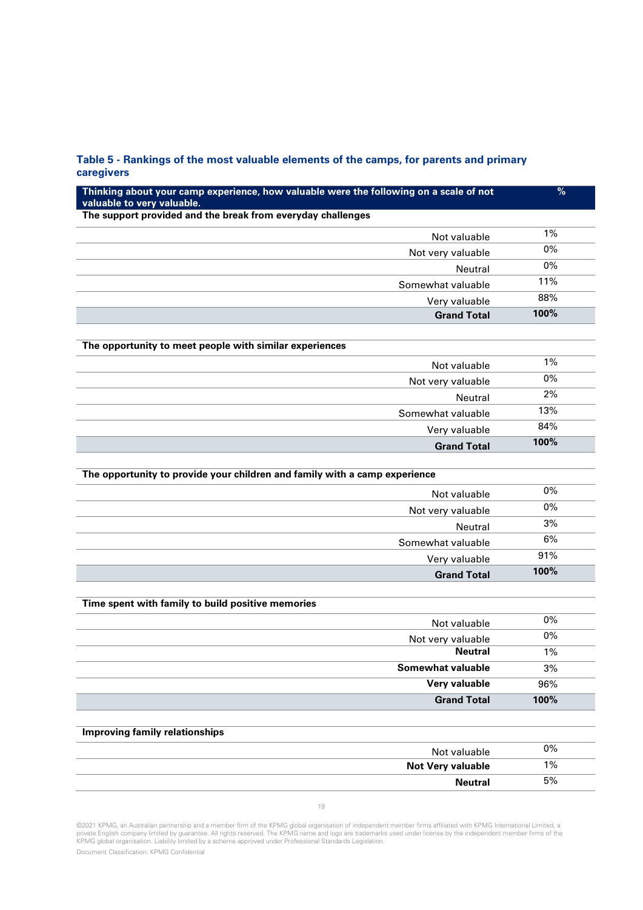**Table 5 - Rankings of the most valuable elements of the camps, for parents and primary caregivers**

| Thinking about your camp experience, how valuable were the following on a scale of not valuable to very valuable. | % |
|---|---|
| **The support provided and the break from everyday challenges** | |
| Not valuable | 1% |
| Not very valuable | 0% |
| Neutral | 0% |
| Somewhat valuable | 11% |
| Very valuable | 88% |
| **Grand Total** | **100%** |
| **The opportunity to meet people with similar experiences** | |
| Not valuable | 1% |
| Not very valuable | 0% |
| Neutral | 2% |
| Somewhat valuable | 13% |
| Very valuable | 84% |
| **Grand Total** | **100%** |
| **The opportunity to provide your children and family with a camp experience** | |
| Not valuable | 0% |
| Not very valuable | 0% |
| Neutral | 3% |
| Somewhat valuable | 6% |
| Very valuable | 91% |
| **Grand Total** | **100%** |
| **Time spent with family to build positive memories** | |
| Not valuable | 0% |
| Not very valuable | 0% |
| **Neutral** | 1% |
| **Somewhat valuable** | 3% |
| **Very valuable** | 96% |
| **Grand Total** | **100%** |
| **Improving family relationships** | |
| Not valuable | 0% |
| **Not Very valuable** | 1% |
| **Neutral** | 5% |

©2021 KPMG, an Australian partnership and a member firm of the KPMG global organisation of independent member firms affiliated with KPMG International Limited, a private English company limited by guarantee. All rights reserved. The KPMG name and logo are trademarks used under license by the independent member firms of the KPMG global organisation. Liability limited by a scheme approved under Professional Standards Legislation.

Document Classification: KPMG Confidential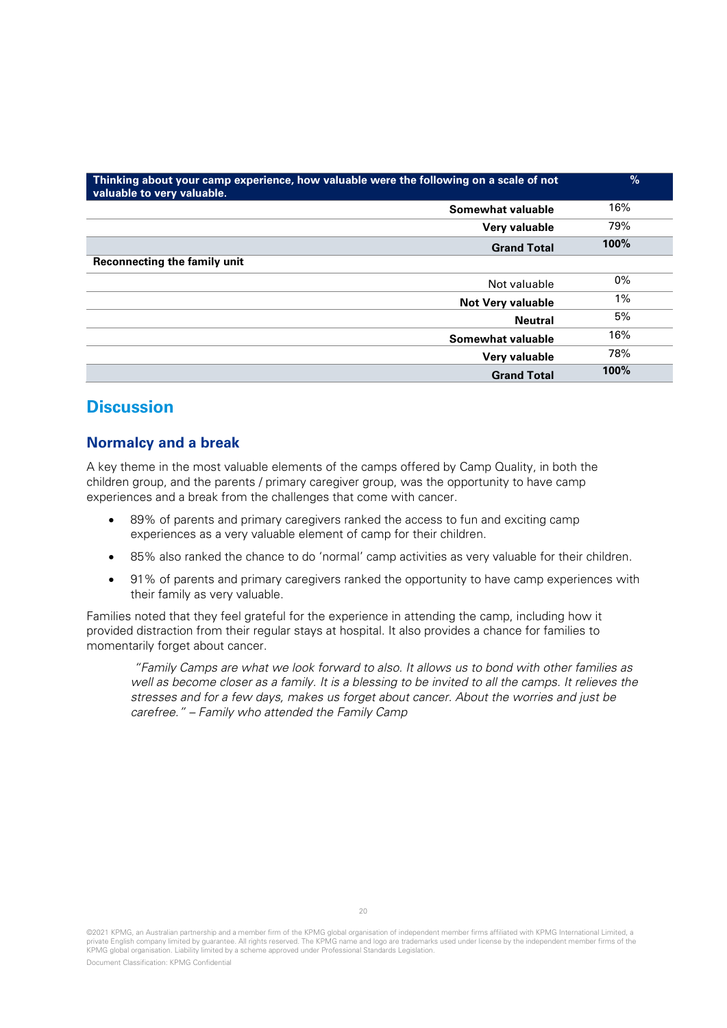| Thinking about your camp experience, how valuable were the following on a scale of not valuable to very valuable. | % |
|---|---|
| **Somewhat valuable** | 16% |
| **Very valuable** | 79% |
| **Grand Total** | **100%** |
| **Reconnecting the family unit** | |
| Not valuable | 0% |
| **Not Very valuable** | 1% |
| **Neutral** | 5% |
| **Somewhat valuable** | 16% |
| **Very valuable** | 78% |
| **Grand Total** | **100%** |

# Discussion

## Normalcy and a break

A key theme in the most valuable elements of the camps offered by Camp Quality, in both the children group, and the parents / primary caregiver group, was the opportunity to have camp experiences and a break from the challenges that come with cancer.

- 89% of parents and primary caregivers ranked the access to fun and exciting camp experiences as a very valuable element of camp for their children.
- 85% also ranked the chance to do 'normal' camp activities as very valuable for their children.
- 91% of parents and primary caregivers ranked the opportunity to have camp experiences with their family as very valuable.

Families noted that they feel grateful for the experience in attending the camp, including how it provided distraction from their regular stays at hospital. It also provides a chance for families to momentarily forget about cancer.

> *"Family Camps are what we look forward to also. It allows us to bond with other families as well as become closer as a family. It is a blessing to be invited to all the camps. It relieves the stresses and for a few days, makes us forget about cancer. About the worries and just be carefree." – Family who attended the Family Camp*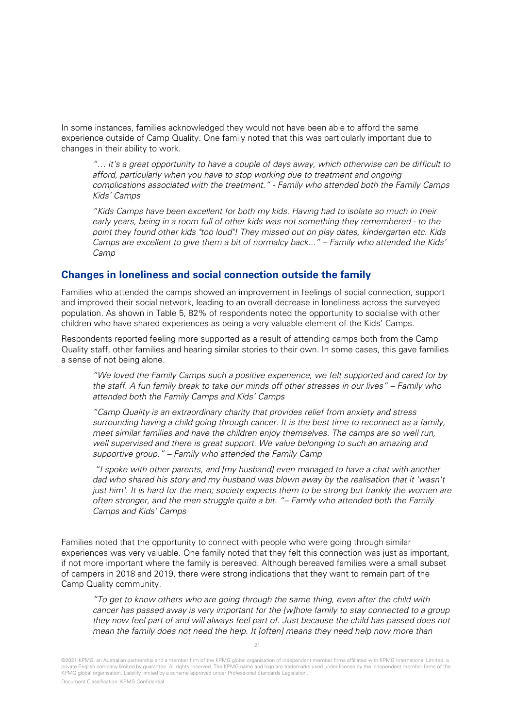In some instances, families acknowledged they would not have been able to afford the same experience outside of Camp Quality. One family noted that this was particularly important due to changes in their ability to work.

> *"… it's a great opportunity to have a couple of days away, which otherwise can be difficult to afford, particularly when you have to stop working due to treatment and ongoing complications associated with the treatment." - Family who attended both the Family Camps Kids' Camps*

> *"Kids Camps have been excellent for both my kids. Having had to isolate so much in their early years, being in a room full of other kids was not something they remembered - to the point they found other kids "too loud"! They missed out on play dates, kindergarten etc. Kids Camps are excellent to give them a bit of normalcy back..." – Family who attended the Kids' Camp*

## Changes in loneliness and social connection outside the family

Families who attended the camps showed an improvement in feelings of social connection, support and improved their social network, leading to an overall decrease in loneliness across the surveyed population. As shown in Table 5, 82% of respondents noted the opportunity to socialise with other children who have shared experiences as being a very valuable element of the Kids' Camps.

Respondents reported feeling more supported as a result of attending camps both from the Camp Quality staff, other families and hearing similar stories to their own. In some cases, this gave families a sense of not being alone.

> *"We loved the Family Camps such a positive experience, we felt supported and cared for by the staff. A fun family break to take our minds off other stresses in our lives" – Family who attended both the Family Camps and Kids' Camps*

> *"Camp Quality is an extraordinary charity that provides relief from anxiety and stress surrounding having a child going through cancer. It is the best time to reconnect as a family, meet similar families and have the children enjoy themselves. The camps are so well run, well supervised and there is great support. We value belonging to such an amazing and supportive group." – Family who attended the Family Camp*

> *"I spoke with other parents, and [my husband] even managed to have a chat with another dad who shared his story and my husband was blown away by the realisation that it 'wasn't just him'. It is hard for the men; society expects them to be strong but frankly the women are often stronger, and the men struggle quite a bit. "– Family who attended both the Family Camps and Kids' Camps*

Families noted that the opportunity to connect with people who were going through similar experiences was very valuable. One family noted that they felt this connection was just as important, if not more important where the family is bereaved. Although bereaved families were a small subset of campers in 2018 and 2019, there were strong indications that they want to remain part of the Camp Quality community.

> *"To get to know others who are going through the same thing, even after the child with cancer has passed away is very important for the [w]hole family to stay connected to a group they now feel part of and will always feel part of. Just because the child has passed does not mean the family does not need the help. It [often] means they need help now more than*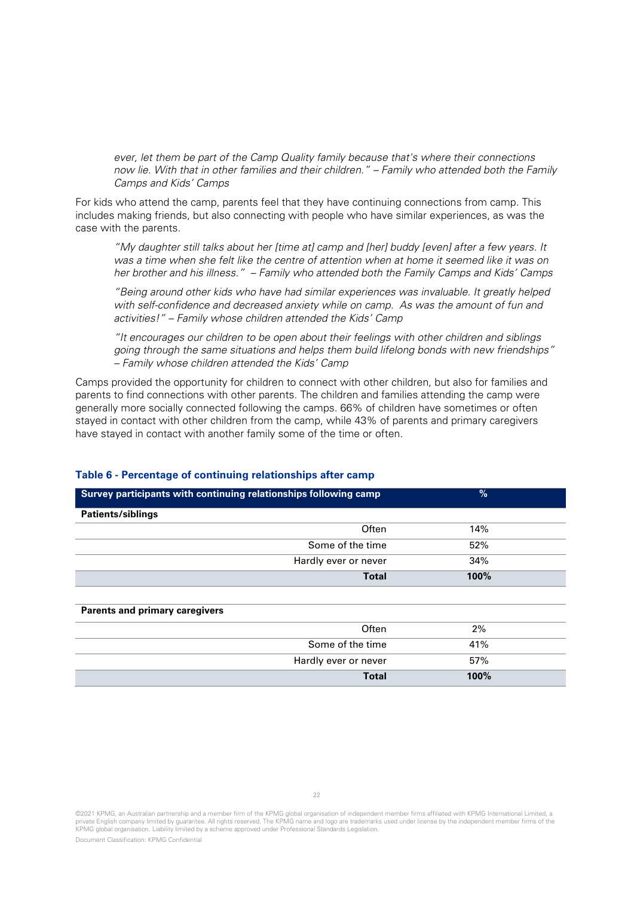*ever, let them be part of the Camp Quality family because that's where their connections now lie. With that in other families and their children." – Family who attended both the Family Camps and Kids' Camps*

For kids who attend the camp, parents feel that they have continuing connections from camp. This includes making friends, but also connecting with people who have similar experiences, as was the case with the parents.

> *"My daughter still talks about her [time at] camp and [her] buddy [even] after a few years. It was a time when she felt like the centre of attention when at home it seemed like it was on her brother and his illness." – Family who attended both the Family Camps and Kids' Camps*

> *"Being around other kids who have had similar experiences was invaluable. It greatly helped with self-confidence and decreased anxiety while on camp. As was the amount of fun and activities!" – Family whose children attended the Kids' Camp*

> *"It encourages our children to be open about their feelings with other children and siblings going through the same situations and helps them build lifelong bonds with new friendships" – Family whose children attended the Kids' Camp*

Camps provided the opportunity for children to connect with other children, but also for families and parents to find connections with other parents. The children and families attending the camp were generally more socially connected following the camps. 66% of children have sometimes or often stayed in contact with other children from the camp, while 43% of parents and primary caregivers have stayed in contact with another family some of the time or often.

**Table 6 - Percentage of continuing relationships after camp**

| Survey participants with continuing relationships following camp | % |
|---|---|
| **Patients/siblings** | |
| Often | 14% |
| Some of the time | 52% |
| Hardly ever or never | 34% |
| **Total** | **100%** |
| | |
| **Parents and primary caregivers** | |
| Often | 2% |
| Some of the time | 41% |
| Hardly ever or never | 57% |
| **Total** | **100%** |

©2021 KPMG, an Australian partnership and a member firm of the KPMG global organisation of independent member firms affiliated with KPMG International Limited, a private English company limited by guarantee. All rights reserved. The KPMG name and logo are trademarks used under license by the independent member firms of the KPMG global organisation. Liability limited by a scheme approved under Professional Standards Legislation.

Document Classification: KPMG Confidential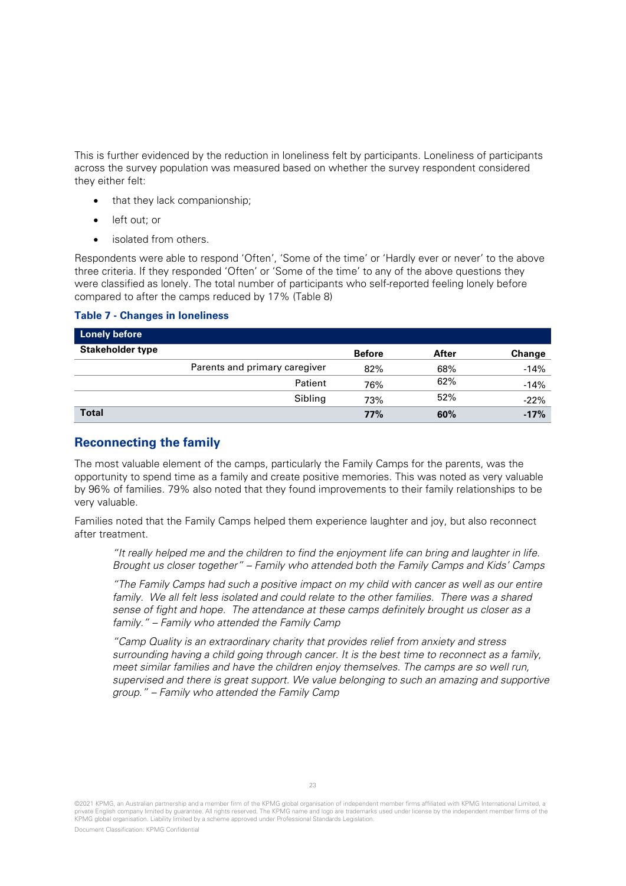This is further evidenced by the reduction in loneliness felt by participants. Loneliness of participants across the survey population was measured based on whether the survey respondent considered they either felt:

- that they lack companionship;
- left out; or
- isolated from others.

Respondents were able to respond 'Often', 'Some of the time' or 'Hardly ever or never' to the above three criteria. If they responded 'Often' or 'Some of the time' to any of the above questions they were classified as lonely. The total number of participants who self-reported feeling lonely before compared to after the camps reduced by 17% (Table 8)

**Table 7 - Changes in loneliness**

| Lonely before | | | | |
|---|---|---|---|---|
| **Stakeholder type** | | **Before** | **After** | **Change** |
| | Parents and primary caregiver | 82% | 68% | -14% |
| | Patient | 76% | 62% | -14% |
| | Sibling | 73% | 52% | -22% |
| **Total** | | **77%** | **60%** | **-17%** |

## Reconnecting the family

The most valuable element of the camps, particularly the Family Camps for the parents, was the opportunity to spend time as a family and create positive memories. This was noted as very valuable by 96% of families. 79% also noted that they found improvements to their family relationships to be very valuable.

Families noted that the Family Camps helped them experience laughter and joy, but also reconnect after treatment.

> *"It really helped me and the children to find the enjoyment life can bring and laughter in life. Brought us closer together" – Family who attended both the Family Camps and Kids' Camps*

> *"The Family Camps had such a positive impact on my child with cancer as well as our entire family. We all felt less isolated and could relate to the other families. There was a shared sense of fight and hope. The attendance at these camps definitely brought us closer as a family." – Family who attended the Family Camp*

> *"Camp Quality is an extraordinary charity that provides relief from anxiety and stress surrounding having a child going through cancer. It is the best time to reconnect as a family, meet similar families and have the children enjoy themselves. The camps are so well run, supervised and there is great support. We value belonging to such an amazing and supportive group." – Family who attended the Family Camp*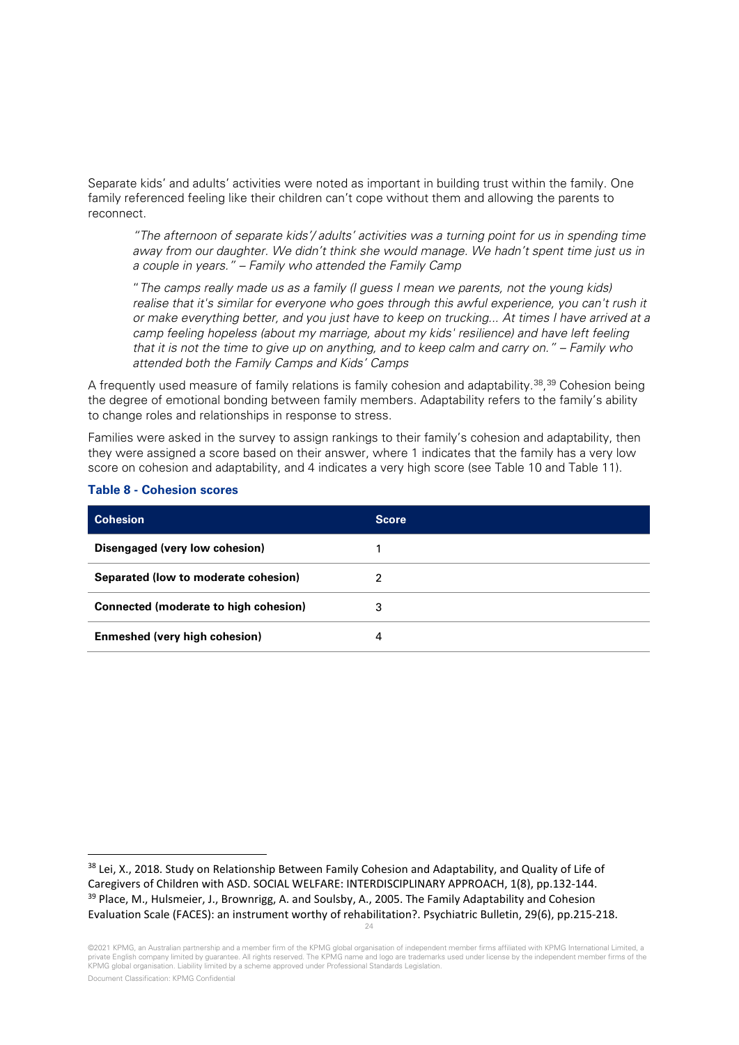Separate kids' and adults' activities were noted as important in building trust within the family. One family referenced feeling like their children can't cope without them and allowing the parents to reconnect.

> *"The afternoon of separate kids'/ adults' activities was a turning point for us in spending time away from our daughter. We didn't think she would manage. We hadn't spent time just us in a couple in years." – Family who attended the Family Camp*

> *"The camps really made us as a family (I guess I mean we parents, not the young kids) realise that it's similar for everyone who goes through this awful experience, you can't rush it or make everything better, and you just have to keep on trucking... At times I have arrived at a camp feeling hopeless (about my marriage, about my kids' resilience) and have left feeling that it is not the time to give up on anything, and to keep calm and carry on." – Family who attended both the Family Camps and Kids' Camps*

A frequently used measure of family relations is family cohesion and adaptability.[38],[39] Cohesion being the degree of emotional bonding between family members. Adaptability refers to the family's ability to change roles and relationships in response to stress.

Families were asked in the survey to assign rankings to their family's cohesion and adaptability, then they were assigned a score based on their answer, where 1 indicates that the family has a very low score on cohesion and adaptability, and 4 indicates a very high score (see Table 10 and Table 11).

**Table 8 - Cohesion scores**

| Cohesion | Score |
|---|---|
| **Disengaged (very low cohesion)** | 1 |
| **Separated (low to moderate cohesion)** | 2 |
| **Connected (moderate to high cohesion)** | 3 |
| **Enmeshed (very high cohesion)** | 4 |

[38] Lei, X., 2018. Study on Relationship Between Family Cohesion and Adaptability, and Quality of Life of Caregivers of Children with ASD. SOCIAL WELFARE: INTERDISCIPLINARY APPROACH, 1(8), pp.132-144.

[39] Place, M., Hulsmeier, J., Brownrigg, A. and Soulsby, A., 2005. The Family Adaptability and Cohesion Evaluation Scale (FACES): an instrument worthy of rehabilitation?. Psychiatric Bulletin, 29(6), pp.215-218.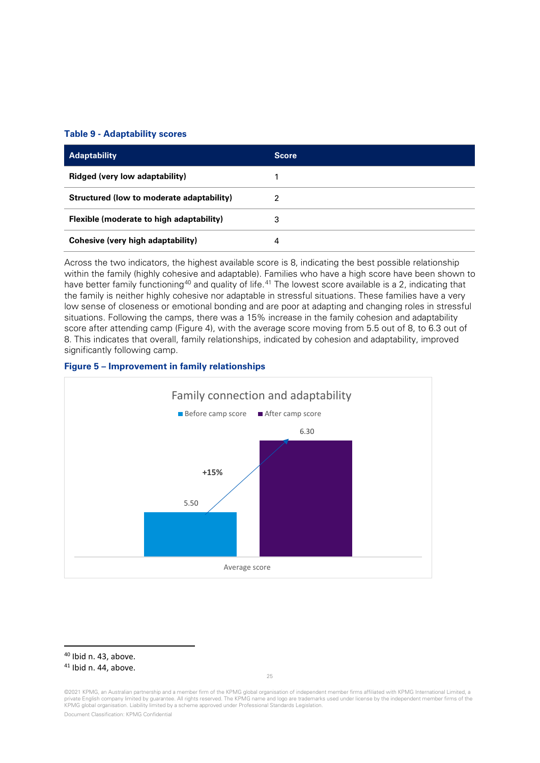**Table 9 - Adaptability scores**

| Adaptability | Score |
| --- | --- |
| **Ridged (very low adaptability)** | 1 |
| **Structured (low to moderate adaptability)** | 2 |
| **Flexible (moderate to high adaptability)** | 3 |
| **Cohesive (very high adaptability)** | 4 |

Across the two indicators, the highest available score is 8, indicating the best possible relationship within the family (highly cohesive and adaptable). Families who have a high score have been shown to have better family functioning[40] and quality of life.[41] The lowest score available is a 2, indicating that the family is neither highly cohesive nor adaptable in stressful situations. These families have a very low sense of closeness or emotional bonding and are poor at adapting and changing roles in stressful situations. Following the camps, there was a 15% increase in the family cohesion and adaptability score after attending camp (Figure 4), with the average score moving from 5.5 out of 8, to 6.3 out of 8. This indicates that overall, family relationships, indicated by cohesion and adaptability, improved significantly following camp.

**Figure 5 – Improvement in family relationships**

Family connection and adaptability

| | Before camp score | After camp score |
| --- | --- | --- |
| Average score | 5.50 | 6.30 |

+15%

[40] Ibid n. 43, above.

[41] Ibid n. 44, above.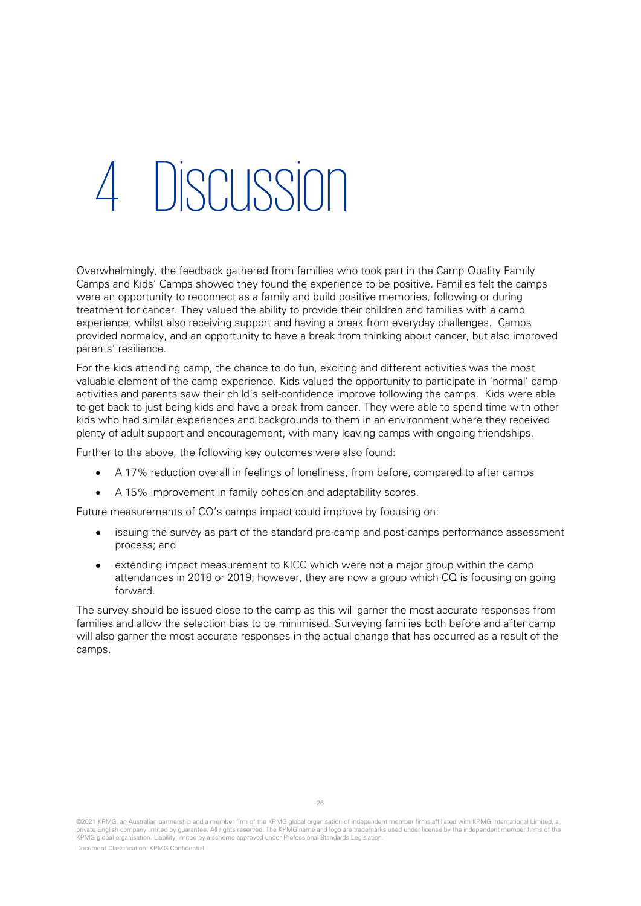# 4 Discussion

Overwhelmingly, the feedback gathered from families who took part in the Camp Quality Family Camps and Kids' Camps showed they found the experience to be positive. Families felt the camps were an opportunity to reconnect as a family and build positive memories, following or during treatment for cancer. They valued the ability to provide their children and families with a camp experience, whilst also receiving support and having a break from everyday challenges. Camps provided normalcy, and an opportunity to have a break from thinking about cancer, but also improved parents' resilience.

For the kids attending camp, the chance to do fun, exciting and different activities was the most valuable element of the camp experience. Kids valued the opportunity to participate in 'normal' camp activities and parents saw their child's self-confidence improve following the camps. Kids were able to get back to just being kids and have a break from cancer. They were able to spend time with other kids who had similar experiences and backgrounds to them in an environment where they received plenty of adult support and encouragement, with many leaving camps with ongoing friendships.

Further to the above, the following key outcomes were also found:

- A 17% reduction overall in feelings of loneliness, from before, compared to after camps
- A 15% improvement in family cohesion and adaptability scores.

Future measurements of CQ's camps impact could improve by focusing on:

- issuing the survey as part of the standard pre-camp and post-camps performance assessment process; and
- extending impact measurement to KICC which were not a major group within the camp attendances in 2018 or 2019; however, they are now a group which CQ is focusing on going forward.

The survey should be issued close to the camp as this will garner the most accurate responses from families and allow the selection bias to be minimised. Surveying families both before and after camp will also garner the most accurate responses in the actual change that has occurred as a result of the camps.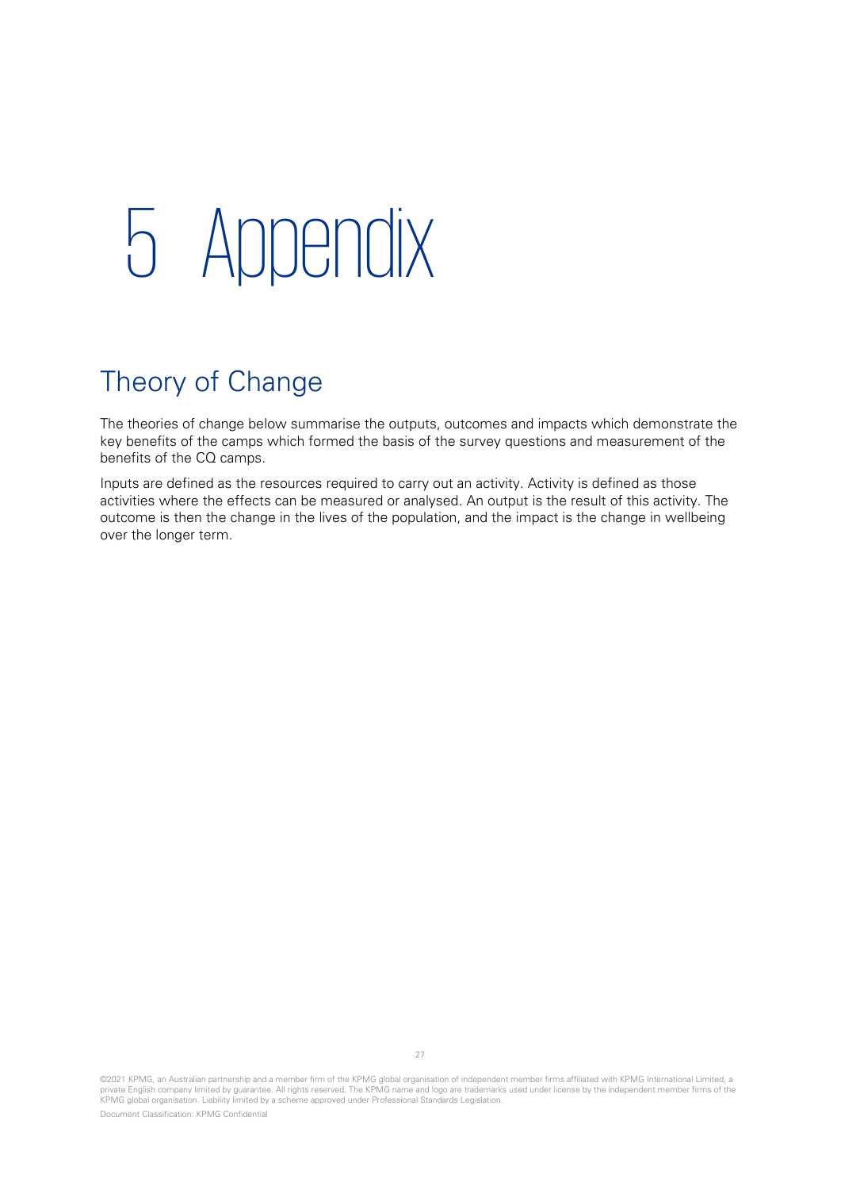# 5 Appendix

## Theory of Change

The theories of change below summarise the outputs, outcomes and impacts which demonstrate the key benefits of the camps which formed the basis of the survey questions and measurement of the benefits of the CQ camps.

Inputs are defined as the resources required to carry out an activity. Activity is defined as those activities where the effects can be measured or analysed. An output is the result of this activity. The outcome is then the change in the lives of the population, and the impact is the change in wellbeing over the longer term.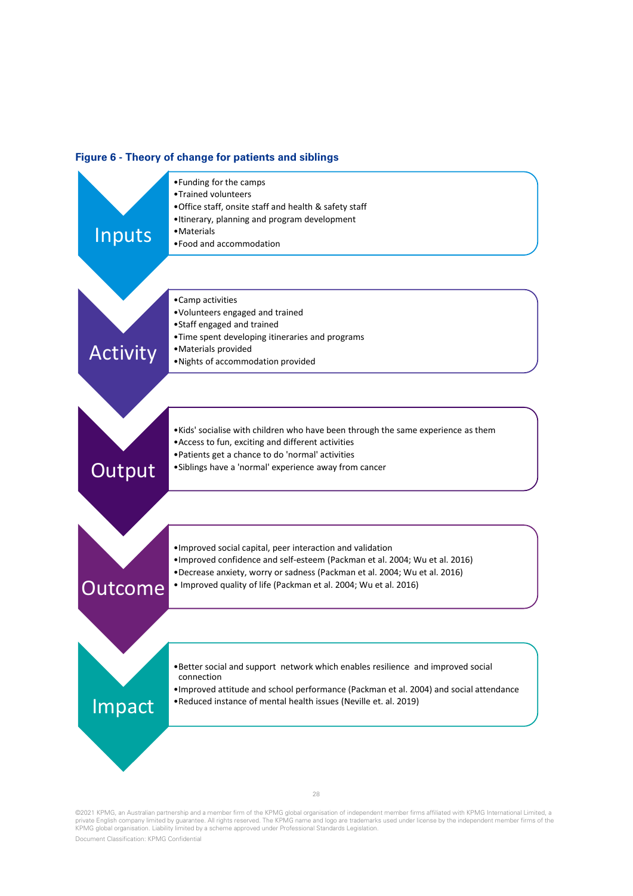**Figure 6 - Theory of change for patients and siblings**

### Inputs

- Funding for the camps
- Trained volunteers
- Office staff, onsite staff and health & safety staff
- Itinerary, planning and program development
- Materials
- Food and accommodation

### Activity

- Camp activities
- Volunteers engaged and trained
- Staff engaged and trained
- Time spent developing itineraries and programs
- Materials provided
- Nights of accommodation provided

### Output

- Kids' socialise with children who have been through the same experience as them
- Access to fun, exciting and different activities
- Patients get a chance to do 'normal' activities
- Siblings have a 'normal' experience away from cancer

### Outcome

- Improved social capital, peer interaction and validation
- Improved confidence and self-esteem (Packman et al. 2004; Wu et al. 2016)
- Decrease anxiety, worry or sadness (Packman et al. 2004; Wu et al. 2016)
- Improved quality of life (Packman et al. 2004; Wu et al. 2016)

### Impact

- Better social and support network which enables resilience and improved social connection
- Improved attitude and school performance (Packman et al. 2004) and social attendance
- Reduced instance of mental health issues (Neville et. al. 2019)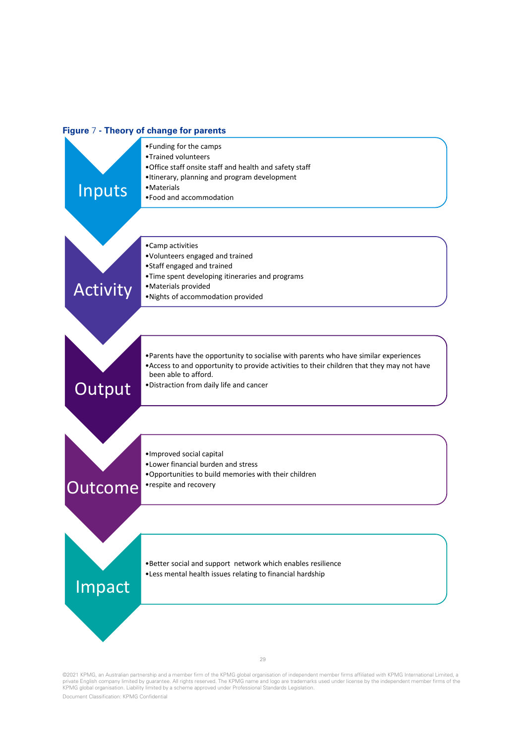**Figure 7 - Theory of change for parents**

**Inputs**

- Funding for the camps
- Trained volunteers
- Office staff onsite staff and health and safety staff
- Itinerary, planning and program development
- Materials
- Food and accommodation

**Activity**

- Camp activities
- Volunteers engaged and trained
- Staff engaged and trained
- Time spent developing itineraries and programs
- Materials provided
- Nights of accommodation provided

**Output**

- Parents have the opportunity to socialise with parents who have similar experiences
- Access to and opportunity to provide activities to their children that they may not have been able to afford.
- Distraction from daily life and cancer

**Outcome**

- Improved social capital
- Lower financial burden and stress
- Opportunities to build memories with their children
- respite and recovery

**Impact**

- Better social and support network which enables resilience
- Less mental health issues relating to financial hardship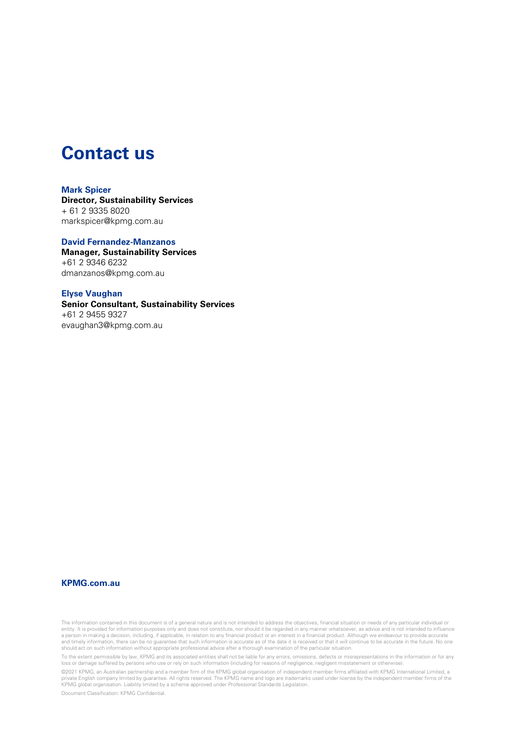# Contact us

**Mark Spicer**
**Director, Sustainability Services**
+ 61 2 9335 8020
markspicer@kpmg.com.au

**David Fernandez-Manzanos**
**Manager, Sustainability Services**
+61 2 9346 6232
dmanzanos@kpmg.com.au

**Elyse Vaughan**
**Senior Consultant, Sustainability Services**
+61 2 9455 9327
evaughan3@kpmg.com.au

**KPMG.com.au**

The information contained in this document is of a general nature and is not intended to address the objectives, financial situation or needs of any particular individual or entity. It is provided for information purposes only and does not constitute, nor should it be regarded in any manner whatsoever, as advice and is not intended to influence a person in making a decision, including, if applicable, in relation to any financial product or an interest in a financial product. Although we endeavour to provide accurate and timely information, there can be no guarantee that such information is accurate as of the date it is received or that it will continue to be accurate in the future. No one should act on such information without appropriate professional advice after a thorough examination of the particular situation.

To the extent permissible by law, KPMG and its associated entities shall not be liable for any errors, omissions, defects or misrepresentations in the information or for any loss or damage suffered by persons who use or rely on such information (including for reasons of negligence, negligent misstatement or otherwise).

©2021 KPMG, an Australian partnership and a member firm of the KPMG global organisation of independent member firms affiliated with KPMG International Limited, a private English company limited by guarantee. All rights reserved. The KPMG name and logo are trademarks used under license by the independent member firms of the KPMG global organisation. Liability limited by a scheme approved under Professional Standards Legislation.

Document Classification: KPMG Confidential.